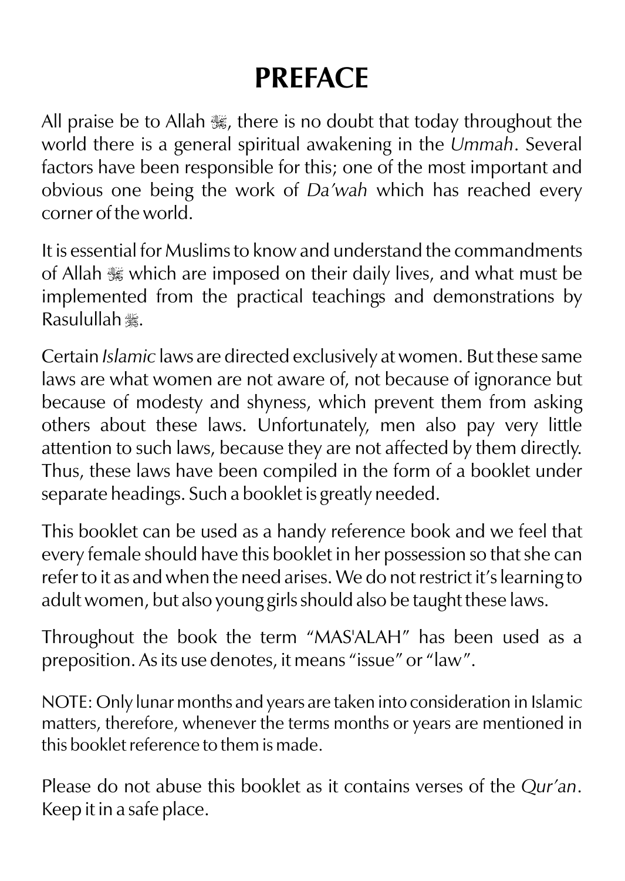# PREFACE

All praise be to Allah ﷻ, there is no doubt that today throughout the world there is a general spiritual awakening in the *Ummah*. Several factors have been responsible for this; one of the most important and obvious one being the work of *Da'wah* which has reached every corner of the world.

It is essential for Muslims to know and understand the commandments of Allah ﷻ which are imposed on their daily lives, and what must be implemented from the practical teachings and demonstrations by Rasulullah ﷺ.

Certain *Islamic* laws are directed exclusively at women. But these same laws are what women are not aware of, not because of ignorance but because of modesty and shyness, which prevent them from asking others about these laws. Unfortunately, men also pay very little attention to such laws, because they are not affected by them directly. Thus, these laws have been compiled in the form of a booklet under separate headings. Such a booklet is greatly needed.

This booklet can be used as a handy reference book and we feel that every female should have this booklet in her possession so that she can refer to it as and when the need arises. We do not restrict it's learning to adult women, but also young girls should also be taught these laws.

Throughout the book the term "MAS'ALAH" has been used as a preposition. As its use denotes, it means "issue" or "law".

NOTE: Only lunar months and years are taken into consideration in Islamic matters, therefore, whenever the terms months or years are mentioned in this booklet reference to them is made.

Please do not abuse this booklet as it contains verses of the *Qur'an*. Keep it in a safe place.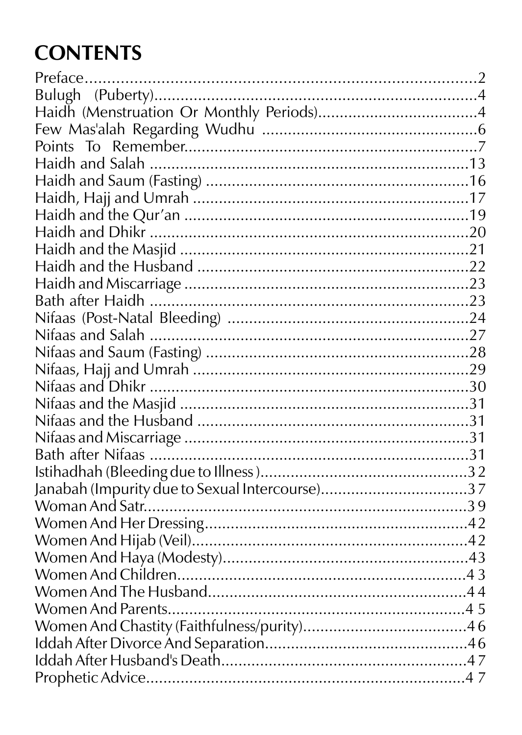# CONTENTS

| | |
|---|---|
| Preface | 2 |
| Bulugh (Puberty) | 4 |
| Haidh (Menstruation Or Monthly Periods) | 4 |
| Few Mas'alah Regarding Wudhu | 6 |
| Points To Remember | 7 |
| Haidh and Salah | 13 |
| Haidh and Saum (Fasting) | 16 |
| Haidh, Hajj and Umrah | 17 |
| Haidh and the Qur'an | 19 |
| Haidh and Dhikr | 20 |
| Haidh and the Masjid | 21 |
| Haidh and the Husband | 22 |
| Haidh and Miscarriage | 23 |
| Bath after Haidh | 23 |
| Nifaas (Post-Natal Bleeding) | 24 |
| Nifaas and Salah | 27 |
| Nifaas and Saum (Fasting) | 28 |
| Nifaas, Hajj and Umrah | 29 |
| Nifaas and Dhikr | 30 |
| Nifaas and the Masjid | 31 |
| Nifaas and the Husband | 31 |
| Nifaas and Miscarriage | 31 |
| Bath after Nifaas | 31 |
| Istihadhah (Bleeding due to Illness) | 32 |
| Janabah (Impurity due to Sexual Intercourse) | 37 |
| Woman And Satr | 39 |
| Women And Her Dressing | 42 |
| Women And Hijab (Veil) | 42 |
| Women And Haya (Modesty) | 43 |
| Women And Children | 43 |
| Women And The Husband | 44 |
| Women And Parents | 45 |
| Women And Chastity (Faithfulness/purity) | 46 |
| Iddah After Divorce And Separation | 46 |
| Iddah After Husband's Death | 47 |
| Prophetic Advice | 47 |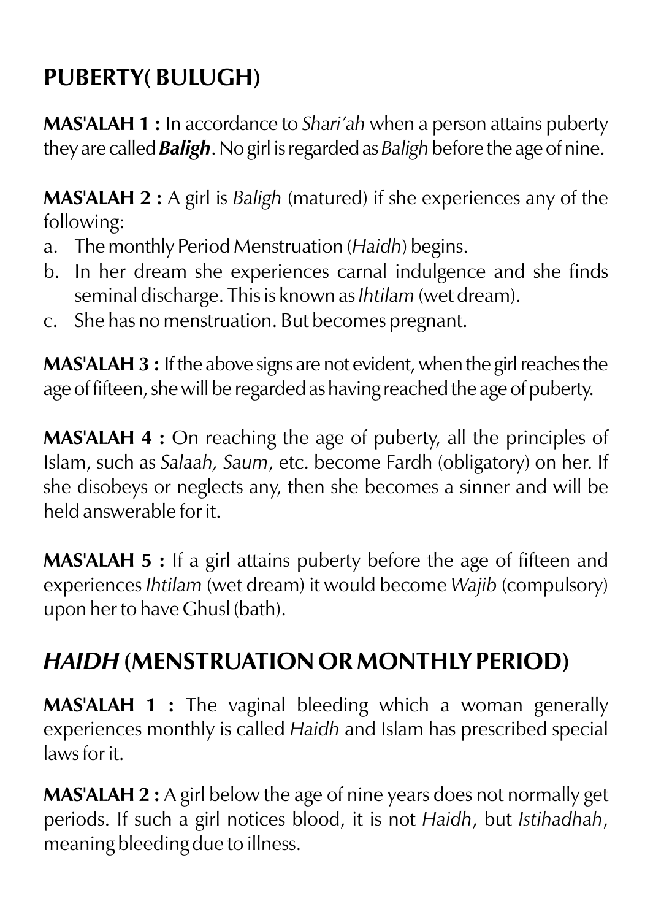## PUBERTY( BULUGH)

**MAS'ALAH 1 :** In accordance to *Shari'ah* when a person attains puberty they are called ***Baligh***. No girl is regarded as *Baligh* before the age of nine.

**MAS'ALAH 2 :** A girl is *Baligh* (matured) if she experiences any of the following:

a. The monthly Period Menstruation (*Haidh*) begins.
b. In her dream she experiences carnal indulgence and she finds seminal discharge. This is known as *Ihtilam* (wet dream).
c. She has no menstruation. But becomes pregnant.

**MAS'ALAH 3 :** If the above signs are not evident, when the girl reaches the age of fifteen, she will be regarded as having reached the age of puberty.

**MAS'ALAH 4 :** On reaching the age of puberty, all the principles of Islam, such as *Salaah, Saum*, etc. become Fardh (obligatory) on her. If she disobeys or neglects any, then she becomes a sinner and will be held answerable for it.

**MAS'ALAH 5 :** If a girl attains puberty before the age of fifteen and experiences *Ihtilam* (wet dream) it would become *Wajib* (compulsory) upon her to have Ghusl (bath).

## *HAIDH* (MENSTRUATION OR MONTHLY PERIOD)

**MAS'ALAH 1 :** The vaginal bleeding which a woman generally experiences monthly is called *Haidh* and Islam has prescribed special laws for it.

**MAS'ALAH 2 :** A girl below the age of nine years does not normally get periods. If such a girl notices blood, it is not *Haidh*, but *Istihadhah*, meaning bleeding due to illness.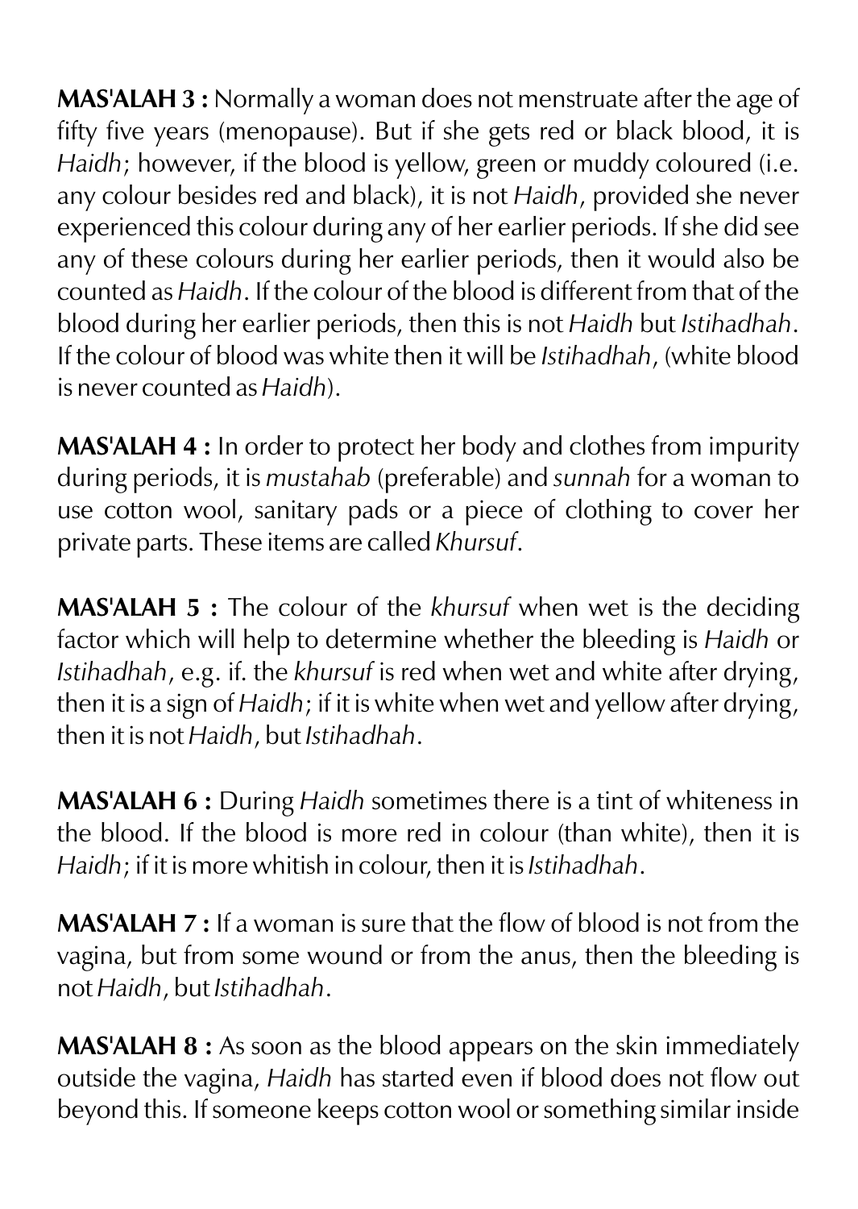**MAS'ALAH 3 :** Normally a woman does not menstruate after the age of fifty five years (menopause). But if she gets red or black blood, it is *Haidh*; however, if the blood is yellow, green or muddy coloured (i.e. any colour besides red and black), it is not *Haidh*, provided she never experienced this colour during any of her earlier periods. If she did see any of these colours during her earlier periods, then it would also be counted as *Haidh*. If the colour of the blood is different from that of the blood during her earlier periods, then this is not *Haidh* but *Istihadhah*. If the colour of blood was white then it will be *Istihadhah*, (white blood is never counted as *Haidh*).

**MAS'ALAH 4 :** In order to protect her body and clothes from impurity during periods, it is *mustahab* (preferable) and *sunnah* for a woman to use cotton wool, sanitary pads or a piece of clothing to cover her private parts. These items are called *Khursuf*.

**MAS'ALAH 5 :** The colour of the *khursuf* when wet is the deciding factor which will help to determine whether the bleeding is *Haidh* or *Istihadhah*, e.g. if. the *khursuf* is red when wet and white after drying, then it is a sign of *Haidh*; if it is white when wet and yellow after drying, then it is not *Haidh*, but *Istihadhah*.

**MAS'ALAH 6 :** During *Haidh* sometimes there is a tint of whiteness in the blood. If the blood is more red in colour (than white), then it is *Haidh*; if it is more whitish in colour, then it is *Istihadhah*.

**MAS'ALAH 7 :** If a woman is sure that the flow of blood is not from the vagina, but from some wound or from the anus, then the bleeding is not *Haidh*, but *Istihadhah*.

**MAS'ALAH 8 :** As soon as the blood appears on the skin immediately outside the vagina, *Haidh* has started even if blood does not flow out beyond this. If someone keeps cotton wool or something similar inside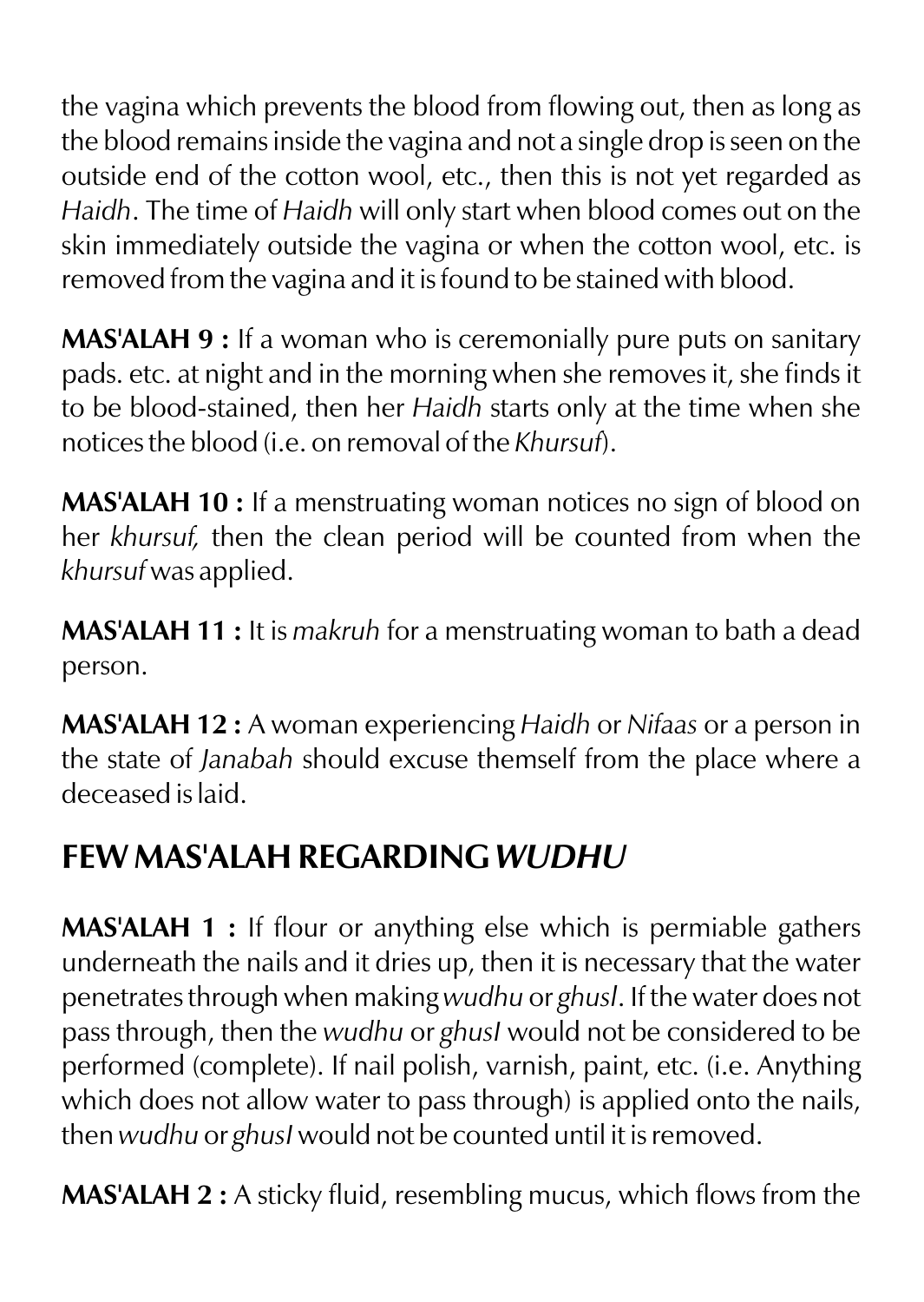the vagina which prevents the blood from flowing out, then as long as the blood remains inside the vagina and not a single drop is seen on the outside end of the cotton wool, etc., then this is not yet regarded as *Haidh*. The time of *Haidh* will only start when blood comes out on the skin immediately outside the vagina or when the cotton wool, etc. is removed from the vagina and it is found to be stained with blood.

**MAS'ALAH 9 :** If a woman who is ceremonially pure puts on sanitary pads. etc. at night and in the morning when she removes it, she finds it to be blood-stained, then her *Haidh* starts only at the time when she notices the blood (i.e. on removal of the *Khursuf*).

**MAS'ALAH 10 :** If a menstruating woman notices no sign of blood on her *khursuf,* then the clean period will be counted from when the *khursuf* was applied.

**MAS'ALAH 11 :** It is *makruh* for a menstruating woman to bath a dead person.

**MAS'ALAH 12 :** A woman experiencing *Haidh* or *Nifaas* or a person in the state of *Janabah* should excuse themself from the place where a deceased is laid.

## FEW MAS'ALAH REGARDING *WUDHU*

**MAS'ALAH 1 :** If flour or anything else which is permiable gathers underneath the nails and it dries up, then it is necessary that the water penetrates through when making *wudhu* or *ghusl*. If the water does not pass through, then the *wudhu* or *ghusl* would not be considered to be performed (complete). If nail polish, varnish, paint, etc. (i.e. Anything which does not allow water to pass through) is applied onto the nails, then *wudhu* or *ghusl* would not be counted until it is removed.

**MAS'ALAH 2 :** A sticky fluid, resembling mucus, which flows from the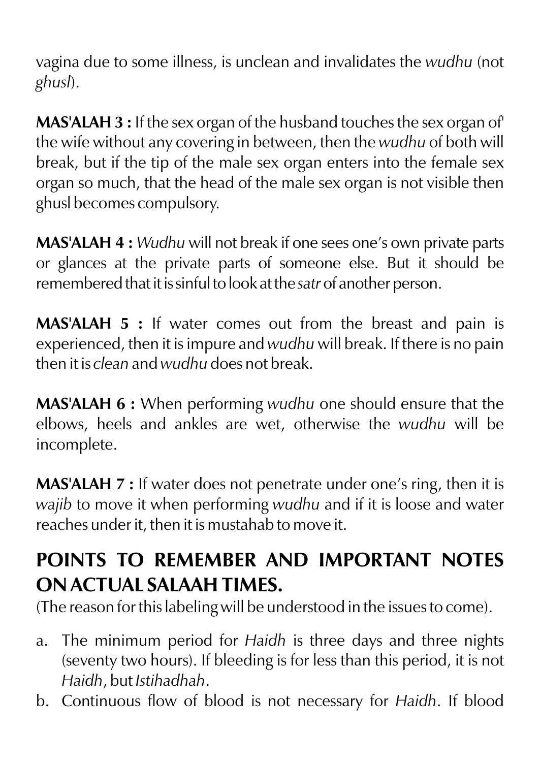vagina due to some illness, is unclean and invalidates the *wudhu* (not *ghusl*).

**MAS'ALAH 3 :** If the sex organ of the husband touches the sex organ of' the wife without any covering in between, then the *wudhu* of both will break, but if the tip of the male sex organ enters into the female sex organ so much, that the head of the male sex organ is not visible then ghusl becomes compulsory.

**MAS'ALAH 4 :** *Wudhu* will not break if one sees one's own private parts or glances at the private parts of someone else. But it should be remembered that it is sinful to look at the *satr* of another person.

**MAS'ALAH 5 :** If water comes out from the breast and pain is experienced, then it is impure and *wudhu* will break. If there is no pain then it is *clean* and *wudhu* does not break.

**MAS'ALAH 6 :** When performing *wudhu* one should ensure that the elbows, heels and ankles are wet, otherwise the *wudhu* will be incomplete.

**MAS'ALAH 7 :** If water does not penetrate under one's ring, then it is *wajib* to move it when performing *wudhu* and if it is loose and water reaches under it, then it is mustahab to move it.

## POINTS TO REMEMBER AND IMPORTANT NOTES ON ACTUAL SALAAH TIMES.

(The reason for this labeling will be understood in the issues to come).

a. The minimum period for *Haidh* is three days and three nights (seventy two hours). If bleeding is for less than this period, it is not *Haidh*, but *Istihadhah*.
b. Continuous flow of blood is not necessary for *Haidh*. If blood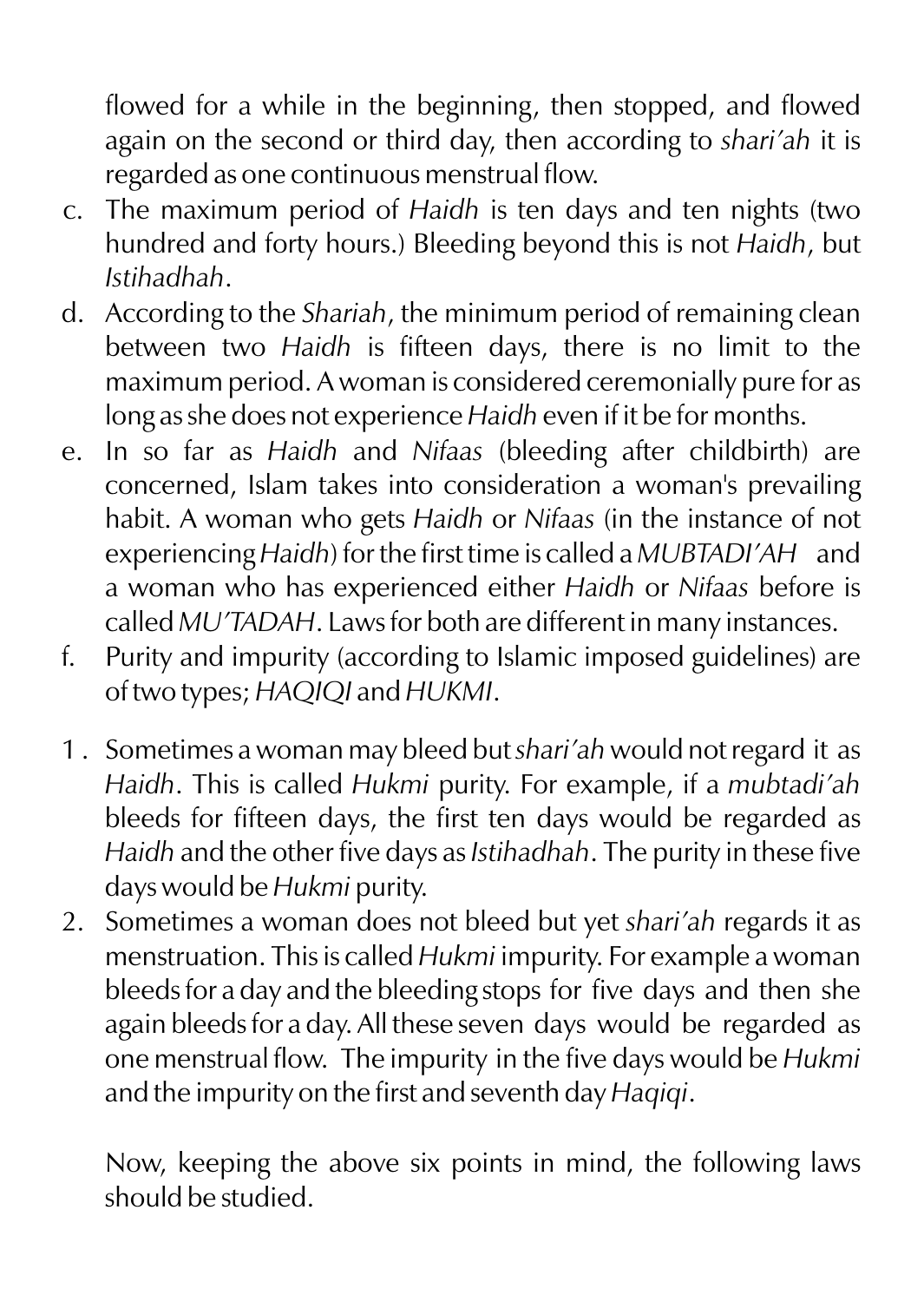flowed for a while in the beginning, then stopped, and flowed again on the second or third day, then according to *shari'ah* it is regarded as one continuous menstrual flow.

c. The maximum period of *Haidh* is ten days and ten nights (two hundred and forty hours.) Bleeding beyond this is not *Haidh*, but *Istihadhah*.

d. According to the *Shariah*, the minimum period of remaining clean between two *Haidh* is fifteen days, there is no limit to the maximum period. A woman is considered ceremonially pure for as long as she does not experience *Haidh* even if it be for months.

e. In so far as *Haidh* and *Nifaas* (bleeding after childbirth) are concerned, Islam takes into consideration a woman's prevailing habit. A woman who gets *Haidh* or *Nifaas* (in the instance of not experiencing *Haidh*) for the first time is called a *MUBTADI'AH* and a woman who has experienced either *Haidh* or *Nifaas* before is called *MU'TADAH*. Laws for both are different in many instances.

f. Purity and impurity (according to Islamic imposed guidelines) are of two types; *HAQIQI* and *HUKMI*.

1. Sometimes a woman may bleed but *shari'ah* would not regard it as *Haidh*. This is called *Hukmi* purity. For example, if a *mubtadi'ah* bleeds for fifteen days, the first ten days would be regarded as *Haidh* and the other five days as *Istihadhah*. The purity in these five days would be *Hukmi* purity.
2. Sometimes a woman does not bleed but yet *shari'ah* regards it as menstruation. This is called *Hukmi* impurity. For example a woman bleeds for a day and the bleeding stops for five days and then she again bleeds for a day. All these seven days would be regarded as one menstrual flow. The impurity in the five days would be *Hukmi* and the impurity on the first and seventh day *Haqiqi*.

Now, keeping the above six points in mind, the following laws should be studied.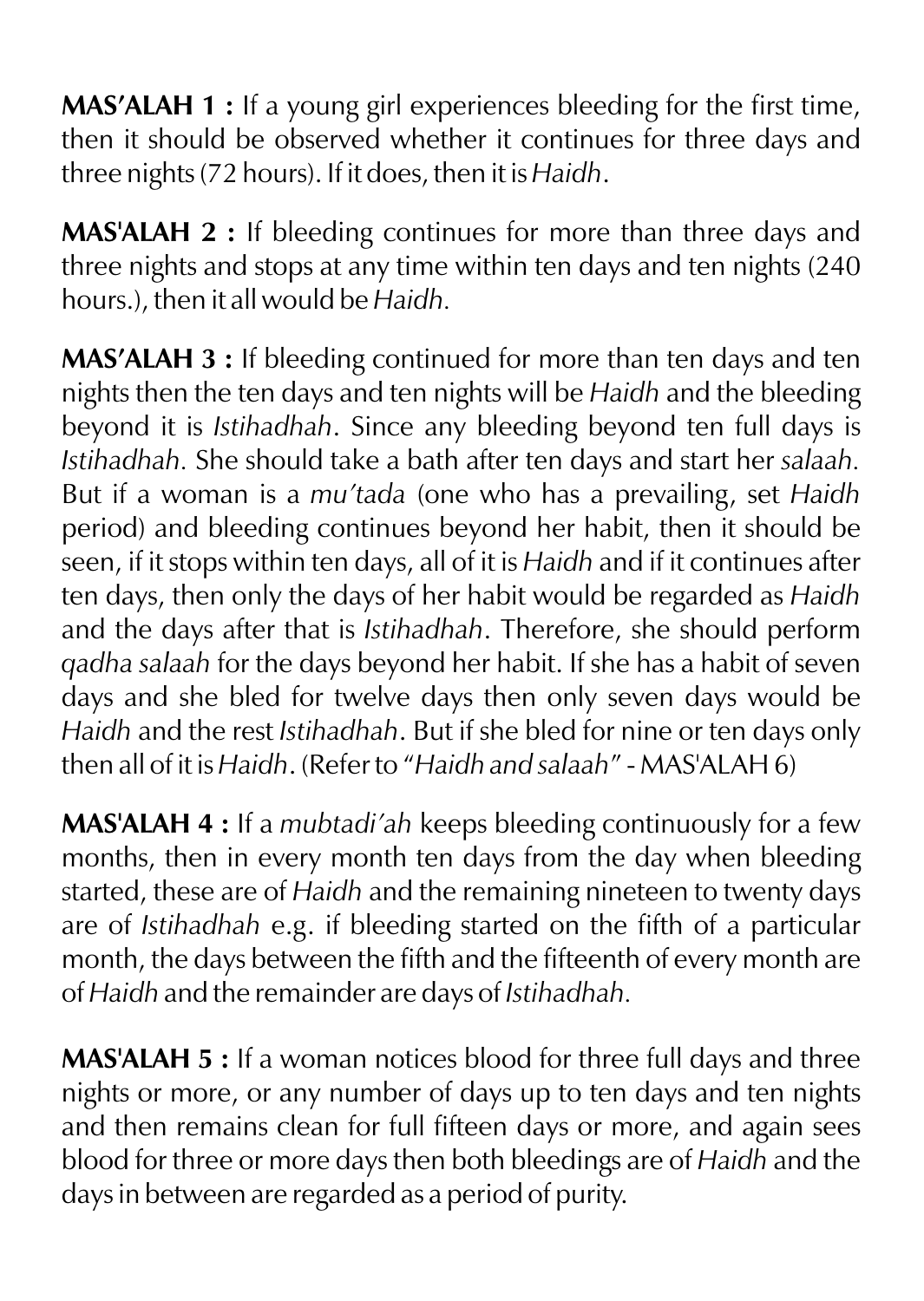**MAS'ALAH 1 :** If a young girl experiences bleeding for the first time, then it should be observed whether it continues for three days and three nights (72 hours). If it does, then it is *Haidh*.

**MAS'ALAH 2 :** If bleeding continues for more than three days and three nights and stops at any time within ten days and ten nights (240 hours.), then it all would be *Haidh*.

**MAS'ALAH 3 :** If bleeding continued for more than ten days and ten nights then the ten days and ten nights will be *Haidh* and the bleeding beyond it is *Istihadhah*. Since any bleeding beyond ten full days is *Istihadhah*. She should take a bath after ten days and start her *salaah*. But if a woman is a *mu'tada* (one who has a prevailing, set *Haidh* period) and bleeding continues beyond her habit, then it should be seen, if it stops within ten days, all of it is *Haidh* and if it continues after ten days, then only the days of her habit would be regarded as *Haidh* and the days after that is *Istihadhah*. Therefore, she should perform *qadha salaah* for the days beyond her habit. If she has a habit of seven days and she bled for twelve days then only seven days would be *Haidh* and the rest *Istihadhah*. But if she bled for nine or ten days only then all of it is *Haidh*. (Refer to "*Haidh and salaah*" - MAS'ALAH 6)

**MAS'ALAH 4 :** If a *mubtadi'ah* keeps bleeding continuously for a few months, then in every month ten days from the day when bleeding started, these are of *Haidh* and the remaining nineteen to twenty days are of *Istihadhah* e.g. if bleeding started on the fifth of a particular month, the days between the fifth and the fifteenth of every month are of *Haidh* and the remainder are days of *Istihadhah*.

**MAS'ALAH 5 :** If a woman notices blood for three full days and three nights or more, or any number of days up to ten days and ten nights and then remains clean for full fifteen days or more, and again sees blood for three or more days then both bleedings are of *Haidh* and the days in between are regarded as a period of purity.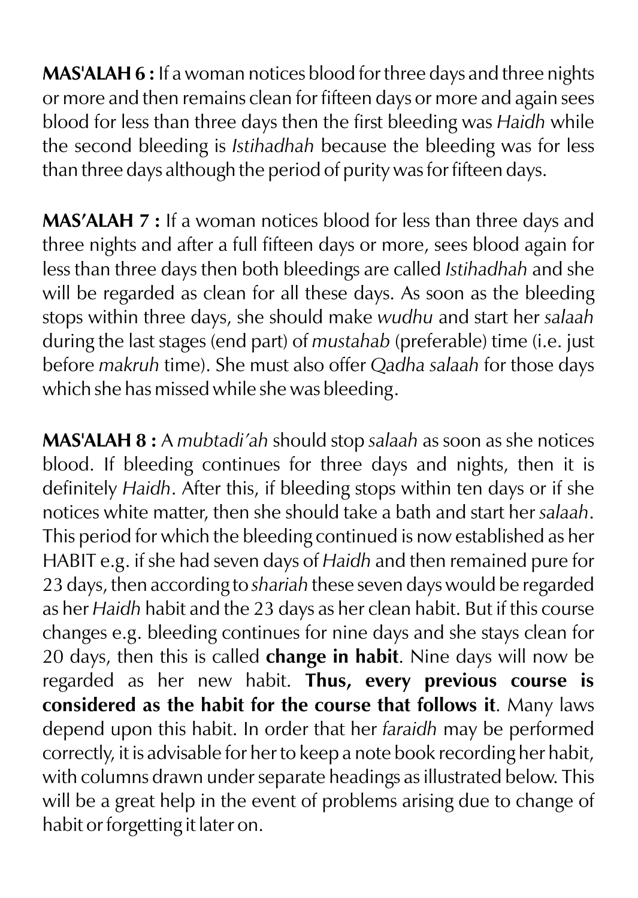**MAS'ALAH 6 :** If a woman notices blood for three days and three nights or more and then remains clean for fifteen days or more and again sees blood for less than three days then the first bleeding was *Haidh* while the second bleeding is *Istihadhah* because the bleeding was for less than three days although the period of purity was for fifteen days.

**MAS'ALAH 7 :** If a woman notices blood for less than three days and three nights and after a full fifteen days or more, sees blood again for less than three days then both bleedings are called *Istihadhah* and she will be regarded as clean for all these days. As soon as the bleeding stops within three days, she should make *wudhu* and start her *salaah* during the last stages (end part) of *mustahab* (preferable) time (i.e. just before *makruh* time). She must also offer *Qadha salaah* for those days which she has missed while she was bleeding.

**MAS'ALAH 8 :** A *mubtadi'ah* should stop *salaah* as soon as she notices blood. If bleeding continues for three days and nights, then it is definitely *Haidh*. After this, if bleeding stops within ten days or if she notices white matter, then she should take a bath and start her *salaah*. This period for which the bleeding continued is now established as her HABIT e.g. if she had seven days of *Haidh* and then remained pure for 23 days, then according to *shariah* these seven days would be regarded as her *Haidh* habit and the 23 days as her clean habit. But if this course changes e.g. bleeding continues for nine days and she stays clean for 20 days, then this is called **change in habit**. Nine days will now be regarded as her new habit. **Thus, every previous course is considered as the habit for the course that follows it**. Many laws depend upon this habit. In order that her *faraidh* may be performed correctly, it is advisable for her to keep a note book recording her habit, with columns drawn under separate headings as illustrated below. This will be a great help in the event of problems arising due to change of habit or forgetting it later on.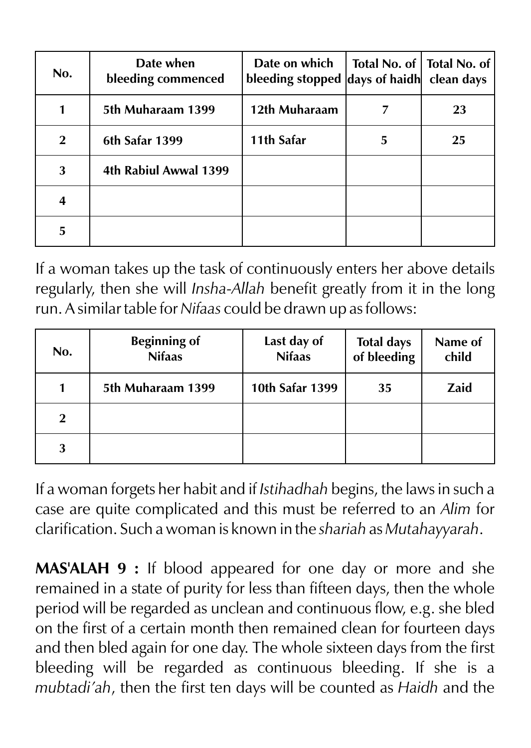| No. | Date when bleeding commenced | Date on which bleeding stopped | Total No. of days of haidh | Total No. of clean days |
|---|---|---|---|---|
| 1 | 5th Muharaam 1399 | 12th Muharaam | 7 | 23 |
| 2 | 6th Safar 1399 | 11th Safar | 5 | 25 |
| 3 | 4th Rabiul Awwal 1399 | | | |
| 4 | | | | |
| 5 | | | | |

If a woman takes up the task of continuously enters her above details regularly, then she will *Insha-Allah* benefit greatly from it in the long run. A similar table for *Nifaas* could be drawn up as follows:

| No. | Beginning of Nifaas | Last day of Nifaas | Total days of bleeding | Name of child |
|---|---|---|---|---|
| 1 | 5th Muharaam 1399 | 10th Safar 1399 | 35 | Zaid |
| 2 | | | | |
| 3 | | | | |

If a woman forgets her habit and if *Istihadhah* begins, the laws in such a case are quite complicated and this must be referred to an *Alim* for clarification. Such a woman is known in the *shariah* as *Mutahayyarah*.

**MAS'ALAH 9 :** If blood appeared for one day or more and she remained in a state of purity for less than fifteen days, then the whole period will be regarded as unclean and continuous flow, e.g. she bled on the first of a certain month then remained clean for fourteen days and then bled again for one day. The whole sixteen days from the first bleeding will be regarded as continuous bleeding. If she is a *mubtadi'ah*, then the first ten days will be counted as *Haidh* and the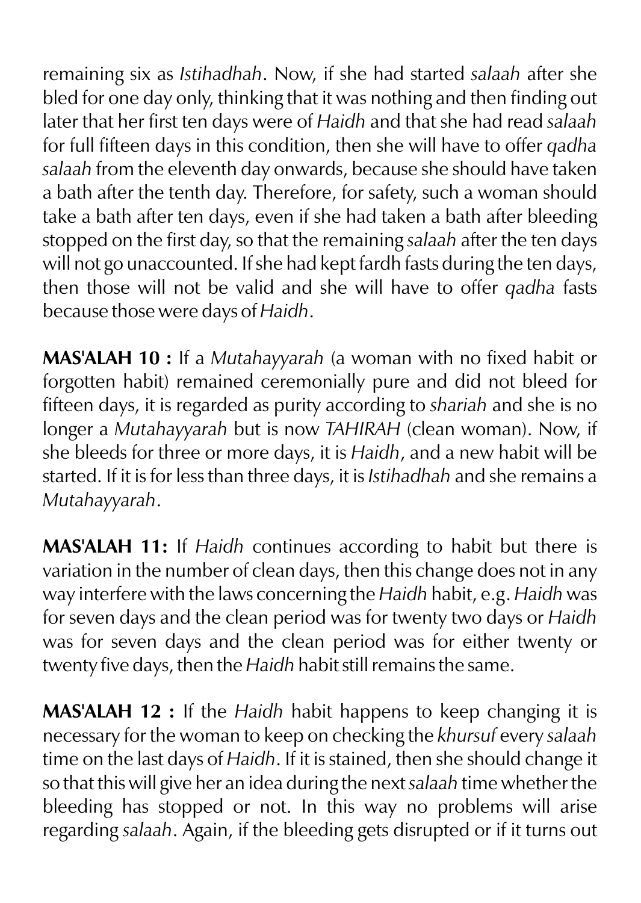remaining six as *Istihadhah*. Now, if she had started *salaah* after she bled for one day only, thinking that it was nothing and then finding out later that her first ten days were of *Haidh* and that she had read *salaah* for full fifteen days in this condition, then she will have to offer *qadha salaah* from the eleventh day onwards, because she should have taken a bath after the tenth day. Therefore, for safety, such a woman should take a bath after ten days, even if she had taken a bath after bleeding stopped on the first day, so that the remaining *salaah* after the ten days will not go unaccounted. If she had kept fardh fasts during the ten days, then those will not be valid and she will have to offer *qadha* fasts because those were days of *Haidh*.

**MAS'ALAH 10 :** If a *Mutahayyarah* (a woman with no fixed habit or forgotten habit) remained ceremonially pure and did not bleed for fifteen days, it is regarded as purity according to *shariah* and she is no longer a *Mutahayyarah* but is now *TAHIRAH* (clean woman). Now, if she bleeds for three or more days, it is *Haidh*, and a new habit will be started. If it is for less than three days, it is *Istihadhah* and she remains a *Mutahayyarah*.

**MAS'ALAH 11:** If *Haidh* continues according to habit but there is variation in the number of clean days, then this change does not in any way interfere with the laws concerning the *Haidh* habit, e.g. *Haidh* was for seven days and the clean period was for twenty two days or *Haidh* was for seven days and the clean period was for either twenty or twenty five days, then the *Haidh* habit still remains the same.

**MAS'ALAH 12 :** If the *Haidh* habit happens to keep changing it is necessary for the woman to keep on checking the *khursuf* every *salaah* time on the last days of *Haidh*. If it is stained, then she should change it so that this will give her an idea during the next *salaah* time whether the bleeding has stopped or not. In this way no problems will arise regarding *salaah*. Again, if the bleeding gets disrupted or if it turns out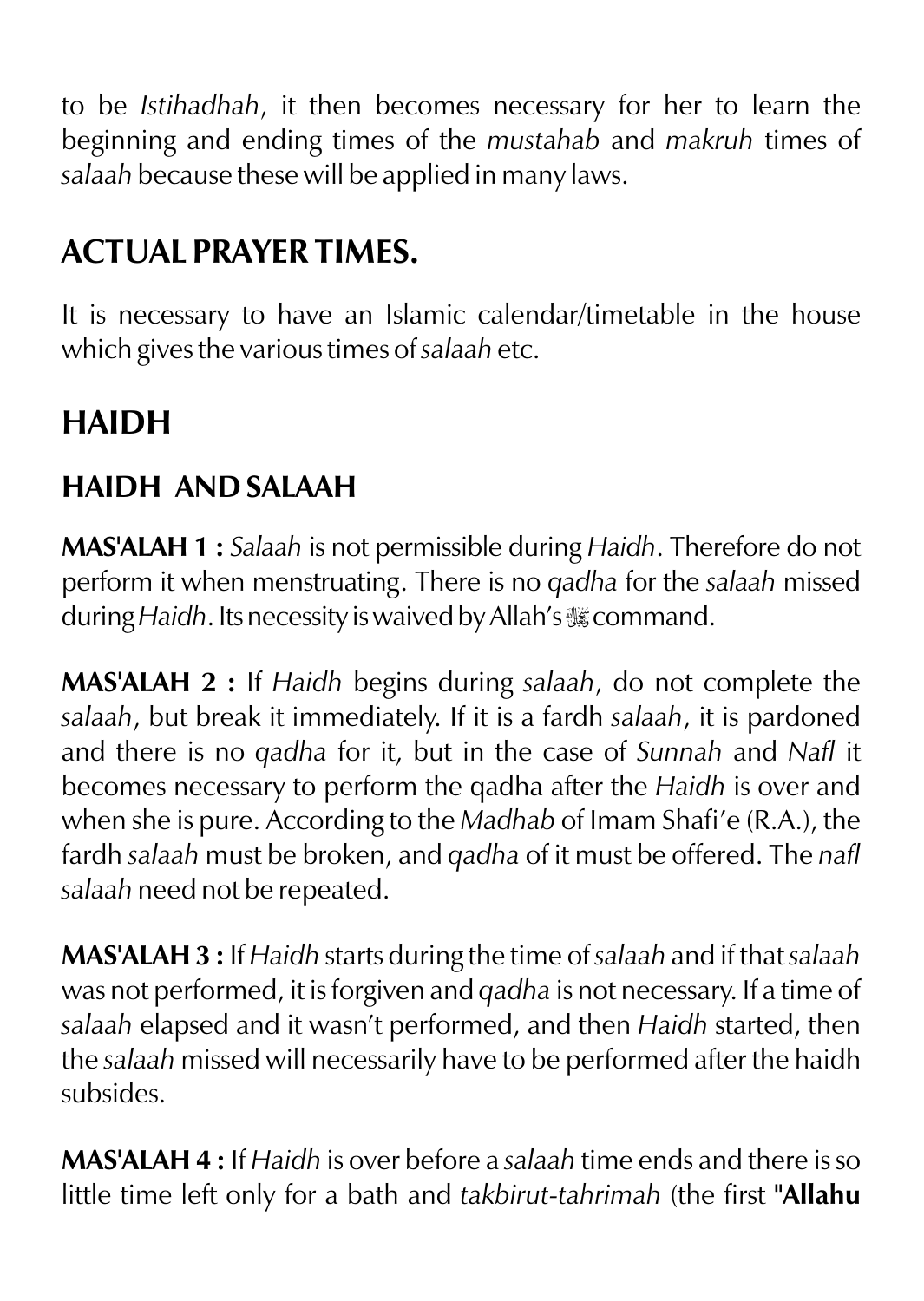to be *Istihadhah*, it then becomes necessary for her to learn the beginning and ending times of the *mustahab* and *makruh* times of *salaah* because these will be applied in many laws.

## ACTUAL PRAYER TIMES.

It is necessary to have an Islamic calendar/timetable in the house which gives the various times of *salaah* etc.

# HAIDH

## HAIDH AND SALAAH

**MAS'ALAH 1 :** *Salaah* is not permissible during *Haidh*. Therefore do not perform it when menstruating. There is no *qadha* for the *salaah* missed during *Haidh*. Its necessity is waived by Allah's ﷻ command.

**MAS'ALAH 2 :** If *Haidh* begins during *salaah*, do not complete the *salaah*, but break it immediately. If it is a fardh *salaah*, it is pardoned and there is no *qadha* for it, but in the case of *Sunnah* and *Nafl* it becomes necessary to perform the qadha after the *Haidh* is over and when she is pure. According to the *Madhab* of Imam Shafi'e (R.A.), the fardh *salaah* must be broken, and *qadha* of it must be offered. The *nafl salaah* need not be repeated.

**MAS'ALAH 3 :** If *Haidh* starts during the time of *salaah* and if that *salaah* was not performed, it is forgiven and *qadha* is not necessary. If a time of *salaah* elapsed and it wasn't performed, and then *Haidh* started, then the *salaah* missed will necessarily have to be performed after the haidh subsides.

**MAS'ALAH 4 :** If *Haidh* is over before a *salaah* time ends and there is so little time left only for a bath and *takbirut-tahrimah* (the first **"Allahu**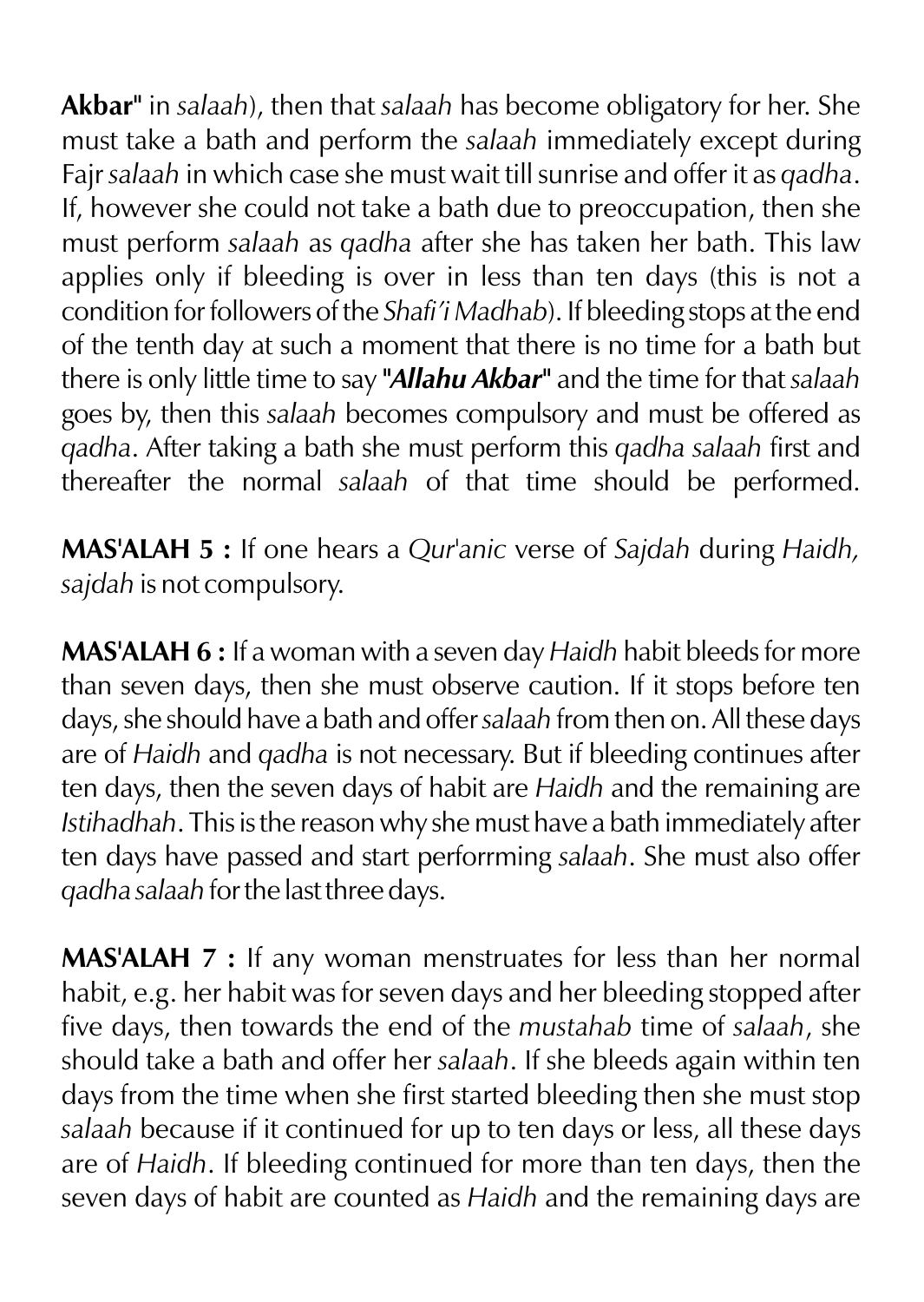**Akbar"** in *salaah*), then that *salaah* has become obligatory for her. She must take a bath and perform the *salaah* immediately except during Fajr *salaah* in which case she must wait till sunrise and offer it as *qadha*. If, however she could not take a bath due to preoccupation, then she must perform *salaah* as *qadha* after she has taken her bath. This law applies only if bleeding is over in less than ten days (this is not a condition for followers of the *Shafi'i Madhab*). If bleeding stops at the end of the tenth day at such a moment that there is no time for a bath but there is only little time to say **"*Allahu Akbar*"** and the time for that *salaah* goes by, then this *salaah* becomes compulsory and must be offered as *qadha*. After taking a bath she must perform this *qadha salaah* first and thereafter the normal *salaah* of that time should be performed.

**MAS'ALAH 5 :** If one hears a *Qur'anic* verse of *Sajdah* during *Haidh, sajdah* is not compulsory.

**MAS'ALAH 6 :** If a woman with a seven day *Haidh* habit bleeds for more than seven days, then she must observe caution. If it stops before ten days, she should have a bath and offer *salaah* from then on. All these days are of *Haidh* and *qadha* is not necessary. But if bleeding continues after ten days, then the seven days of habit are *Haidh* and the remaining are *Istihadhah*. This is the reason why she must have a bath immediately after ten days have passed and start perforrming *salaah*. She must also offer *qadha salaah* for the last three days.

**MAS'ALAH 7 :** If any woman menstruates for less than her normal habit, e.g. her habit was for seven days and her bleeding stopped after five days, then towards the end of the *mustahab* time of *salaah*, she should take a bath and offer her *salaah*. If she bleeds again within ten days from the time when she first started bleeding then she must stop *salaah* because if it continued for up to ten days or less, all these days are of *Haidh*. If bleeding continued for more than ten days, then the seven days of habit are counted as *Haidh* and the remaining days are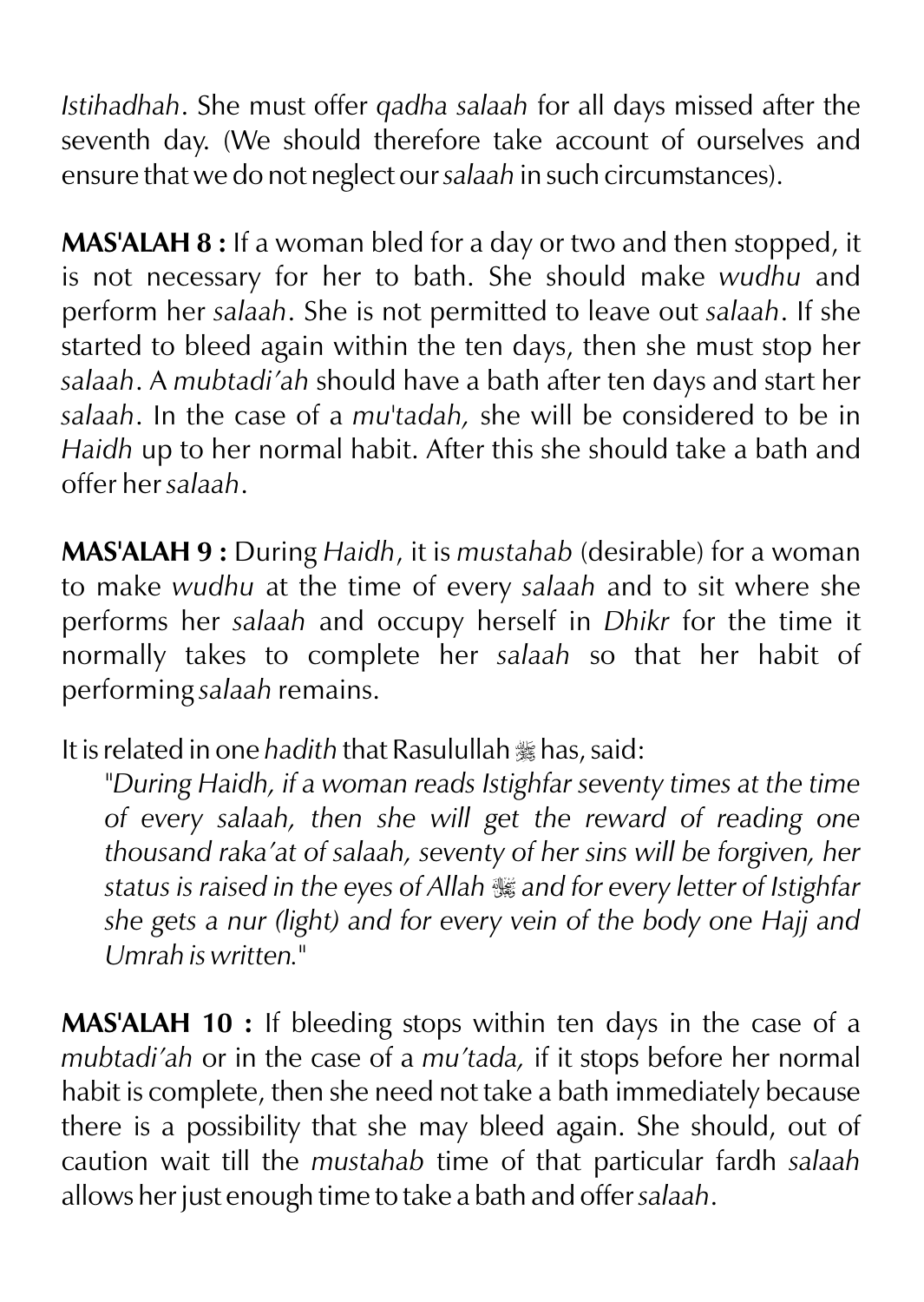*Istihadhah*. She must offer *qadha salaah* for all days missed after the seventh day. (We should therefore take account of ourselves and ensure that we do not neglect our *salaah* in such circumstances).

**MAS'ALAH 8 :** If a woman bled for a day or two and then stopped, it is not necessary for her to bath. She should make *wudhu* and perform her *salaah*. She is not permitted to leave out *salaah*. If she started to bleed again within the ten days, then she must stop her *salaah*. A *mubtadi'ah* should have a bath after ten days and start her *salaah*. In the case of a *mu'tadah,* she will be considered to be in *Haidh* up to her normal habit. After this she should take a bath and offer her *salaah*.

**MAS'ALAH 9 :** During *Haidh*, it is *mustahab* (desirable) for a woman to make *wudhu* at the time of every *salaah* and to sit where she performs her *salaah* and occupy herself in *Dhikr* for the time it normally takes to complete her *salaah* so that her habit of performing *salaah* remains.

It is related in one *hadith* that Rasulullah ﷺ has, said:

> "*During Haidh, if a woman reads Istighfar seventy times at the time of every salaah, then she will get the reward of reading one thousand raka'at of salaah, seventy of her sins will be forgiven, her status is raised in the eyes of Allah* ﷻ *and for every letter of Istighfar she gets a nur (light) and for every vein of the body one Hajj and Umrah is written.*"

**MAS'ALAH 10 :** If bleeding stops within ten days in the case of a *mubtadi'ah* or in the case of a *mu'tada,* if it stops before her normal habit is complete, then she need not take a bath immediately because there is a possibility that she may bleed again. She should, out of caution wait till the *mustahab* time of that particular fardh *salaah* allows her just enough time to take a bath and offer *salaah*.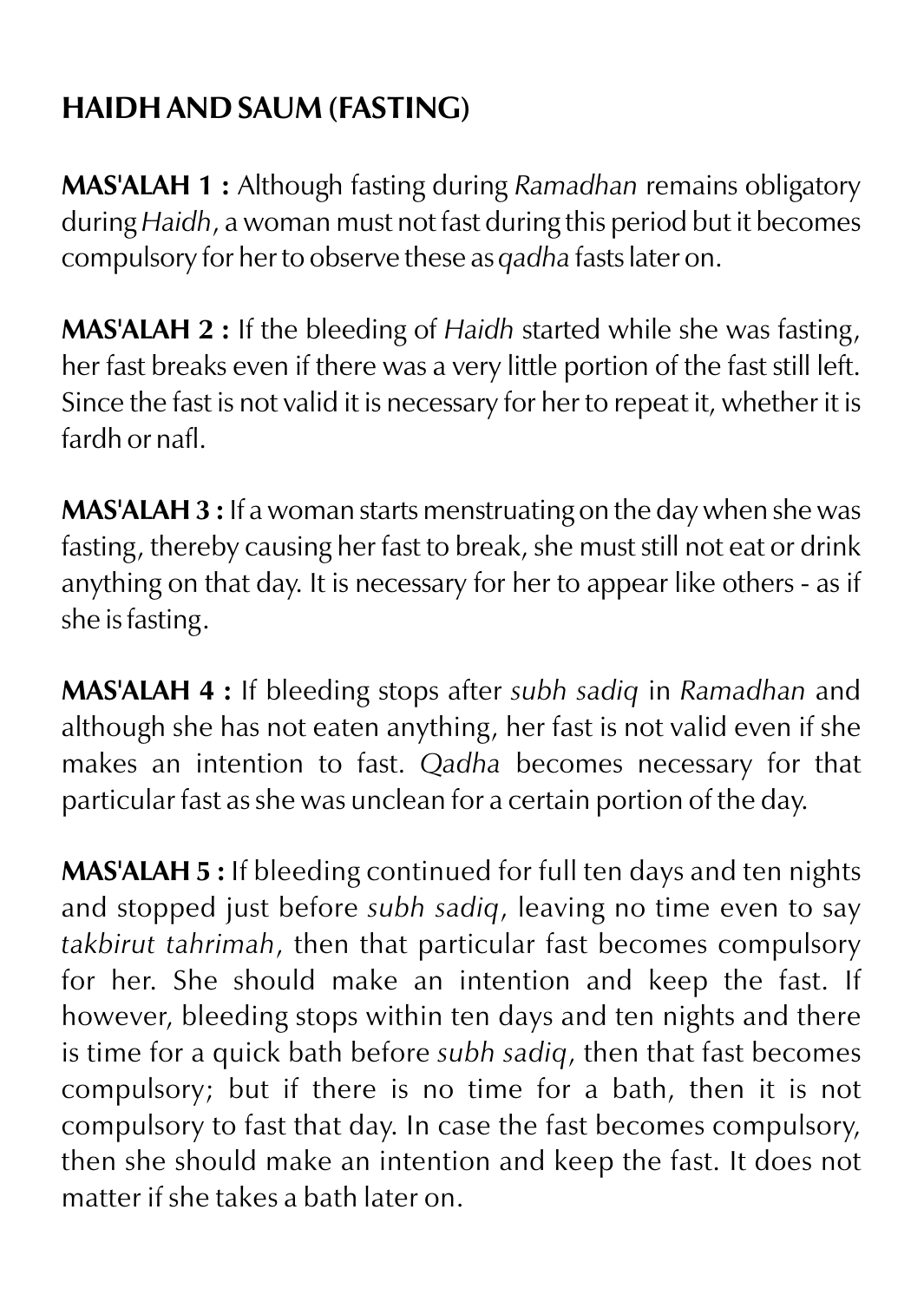## HAIDH AND SAUM (FASTING)

**MAS'ALAH 1 :** Although fasting during *Ramadhan* remains obligatory during *Haidh*, a woman must not fast during this period but it becomes compulsory for her to observe these as *qadha* fasts later on.

**MAS'ALAH 2 :** If the bleeding of *Haidh* started while she was fasting, her fast breaks even if there was a very little portion of the fast still left. Since the fast is not valid it is necessary for her to repeat it, whether it is fardh or nafl.

**MAS'ALAH 3 :** If a woman starts menstruating on the day when she was fasting, thereby causing her fast to break, she must still not eat or drink anything on that day. It is necessary for her to appear like others - as if she is fasting.

**MAS'ALAH 4 :** If bleeding stops after *subh sadiq* in *Ramadhan* and although she has not eaten anything, her fast is not valid even if she makes an intention to fast. *Qadha* becomes necessary for that particular fast as she was unclean for a certain portion of the day.

**MAS'ALAH 5 :** If bleeding continued for full ten days and ten nights and stopped just before *subh sadiq*, leaving no time even to say *takbirut tahrimah*, then that particular fast becomes compulsory for her. She should make an intention and keep the fast. If however, bleeding stops within ten days and ten nights and there is time for a quick bath before *subh sadiq*, then that fast becomes compulsory; but if there is no time for a bath, then it is not compulsory to fast that day. In case the fast becomes compulsory, then she should make an intention and keep the fast. It does not matter if she takes a bath later on.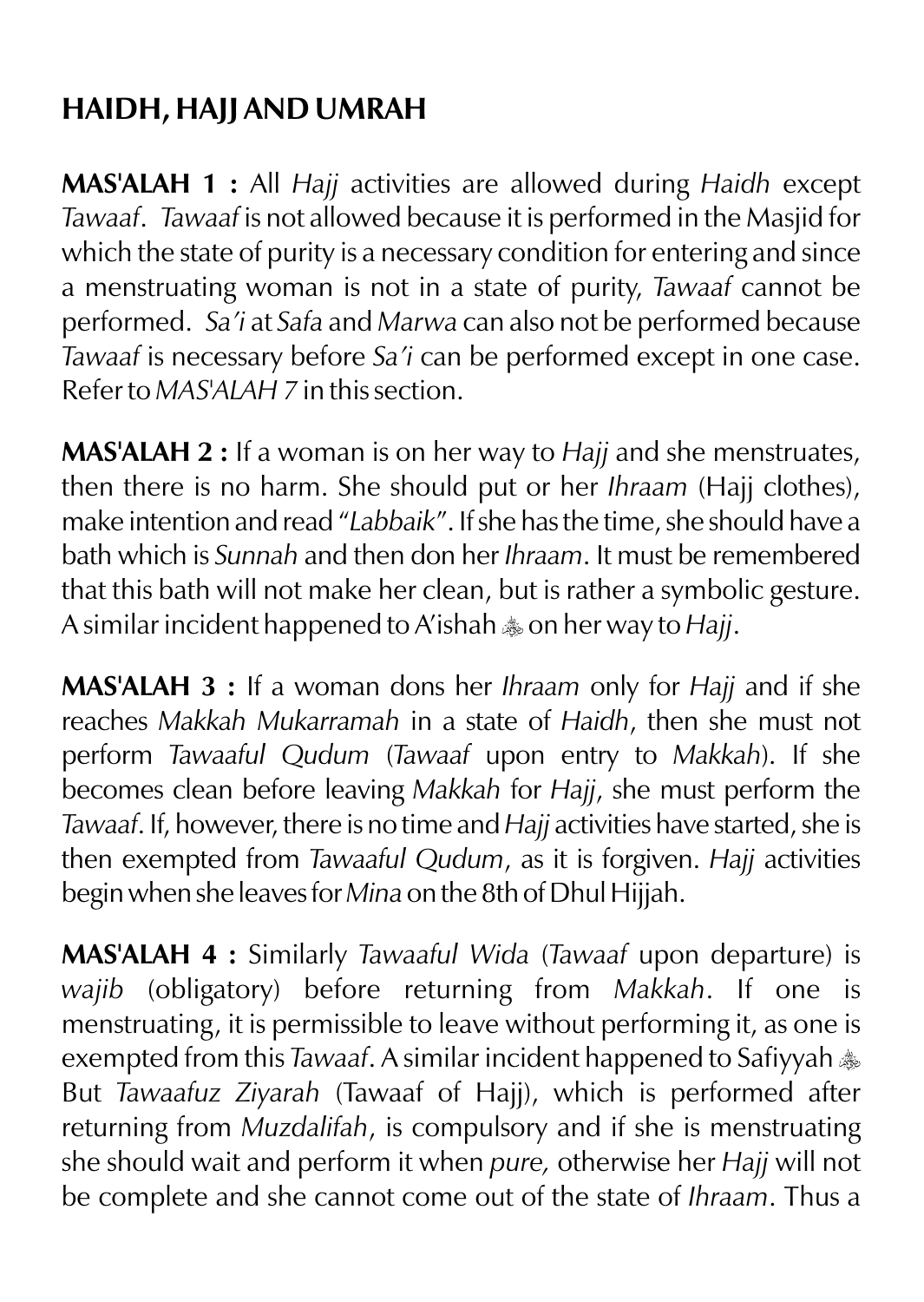## HAIDH, HAJJ AND UMRAH

**MAS'ALAH 1 :** All *Hajj* activities are allowed during *Haidh* except *Tawaaf*. *Tawaaf* is not allowed because it is performed in the Masjid for which the state of purity is a necessary condition for entering and since a menstruating woman is not in a state of purity, *Tawaaf* cannot be performed. *Sa'i* at *Safa* and *Marwa* can also not be performed because *Tawaaf* is necessary before *Sa'i* can be performed except in one case. Refer to *MAS'ALAH 7* in this section.

**MAS'ALAH 2 :** If a woman is on her way to *Hajj* and she menstruates, then there is no harm. She should put or her *Ihraam* (Hajj clothes), make intention and read "*Labbaik*". If she has the time, she should have a bath which is *Sunnah* and then don her *Ihraam*. It must be remembered that this bath will not make her clean, but is rather a symbolic gesture. A similar incident happened to A'ishah ﵂ on her way to *Hajj*.

**MAS'ALAH 3 :** If a woman dons her *Ihraam* only for *Hajj* and if she reaches *Makkah Mukarramah* in a state of *Haidh*, then she must not perform *Tawaaful Qudum* (*Tawaaf* upon entry to *Makkah*). If she becomes clean before leaving *Makkah* for *Hajj*, she must perform the *Tawaaf*. If, however, there is no time and *Hajj* activities have started, she is then exempted from *Tawaaful Qudum*, as it is forgiven. *Hajj* activities begin when she leaves for *Mina* on the 8th of Dhul Hijjah.

**MAS'ALAH 4 :** Similarly *Tawaaful Wida* (*Tawaaf* upon departure) is *wajib* (obligatory) before returning from *Makkah*. If one is menstruating, it is permissible to leave without performing it, as one is exempted from this *Tawaaf*. A similar incident happened to Safiyyah ﵂ But *Tawaafuz Ziyarah* (Tawaaf of Hajj), which is performed after returning from *Muzdalifah*, is compulsory and if she is menstruating she should wait and perform it when *pure,* otherwise her *Hajj* will not be complete and she cannot come out of the state of *Ihraam*. Thus a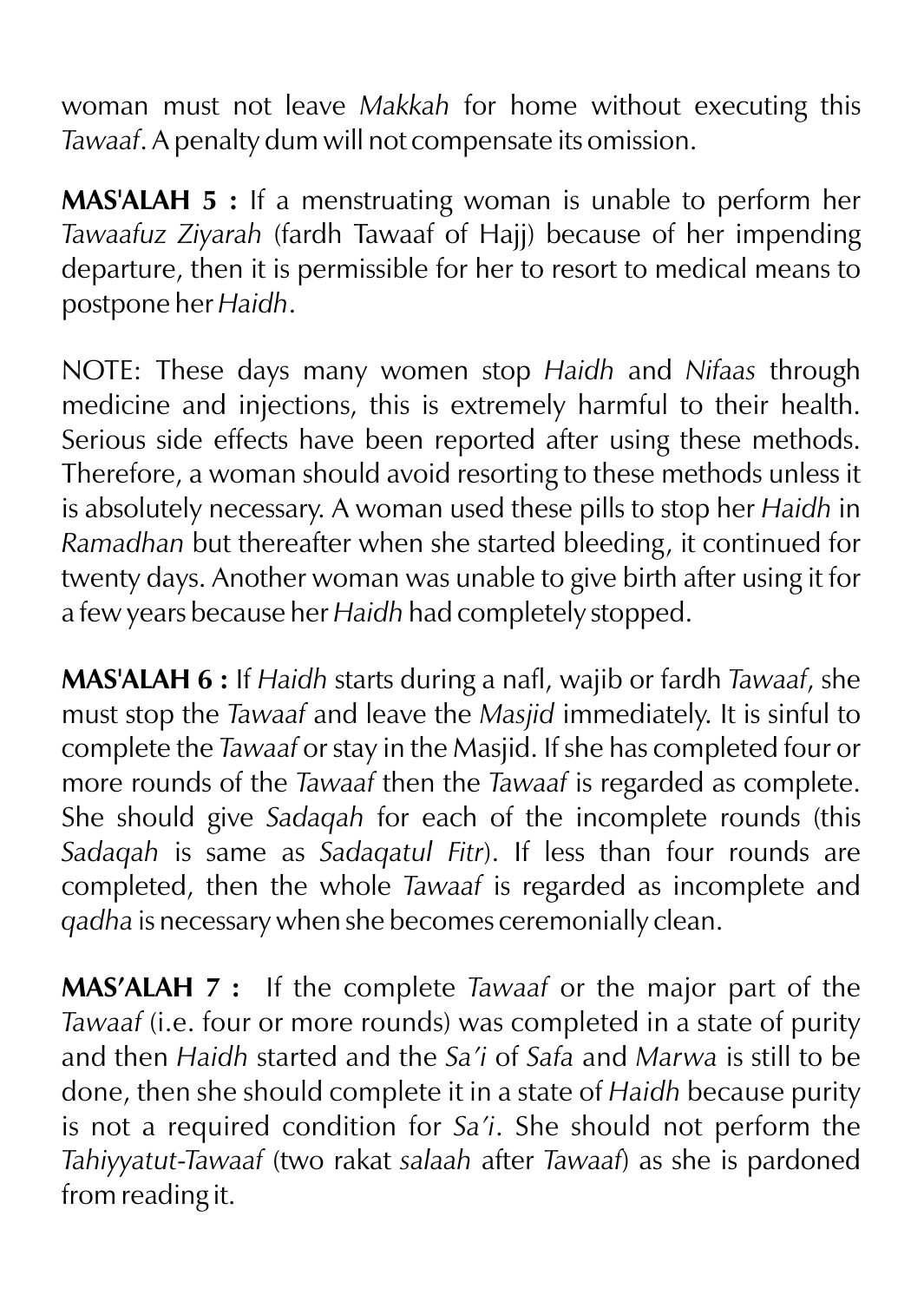woman must not leave *Makkah* for home without executing this *Tawaaf*. A penalty dum will not compensate its omission.

**MAS'ALAH 5 :** If a menstruating woman is unable to perform her *Tawaafuz Ziyarah* (fardh Tawaaf of Hajj) because of her impending departure, then it is permissible for her to resort to medical means to postpone her *Haidh*.

NOTE: These days many women stop *Haidh* and *Nifaas* through medicine and injections, this is extremely harmful to their health. Serious side effects have been reported after using these methods. Therefore, a woman should avoid resorting to these methods unless it is absolutely necessary. A woman used these pills to stop her *Haidh* in *Ramadhan* but thereafter when she started bleeding, it continued for twenty days. Another woman was unable to give birth after using it for a few years because her *Haidh* had completely stopped.

**MAS'ALAH 6 :** If *Haidh* starts during a nafl, wajib or fardh *Tawaaf*, she must stop the *Tawaaf* and leave the *Masjid* immediately. It is sinful to complete the *Tawaaf* or stay in the Masjid. If she has completed four or more rounds of the *Tawaaf* then the *Tawaaf* is regarded as complete. She should give *Sadaqah* for each of the incomplete rounds (this *Sadaqah* is same as *Sadaqatul Fitr*). If less than four rounds are completed, then the whole *Tawaaf* is regarded as incomplete and *qadha* is necessary when she becomes ceremonially clean.

**MAS'ALAH 7 :** If the complete *Tawaaf* or the major part of the *Tawaaf* (i.e. four or more rounds) was completed in a state of purity and then *Haidh* started and the *Sa'i* of *Safa* and *Marwa* is still to be done, then she should complete it in a state of *Haidh* because purity is not a required condition for *Sa'i*. She should not perform the *Tahiyyatut-Tawaaf* (two rakat *salaah* after *Tawaaf*) as she is pardoned from reading it.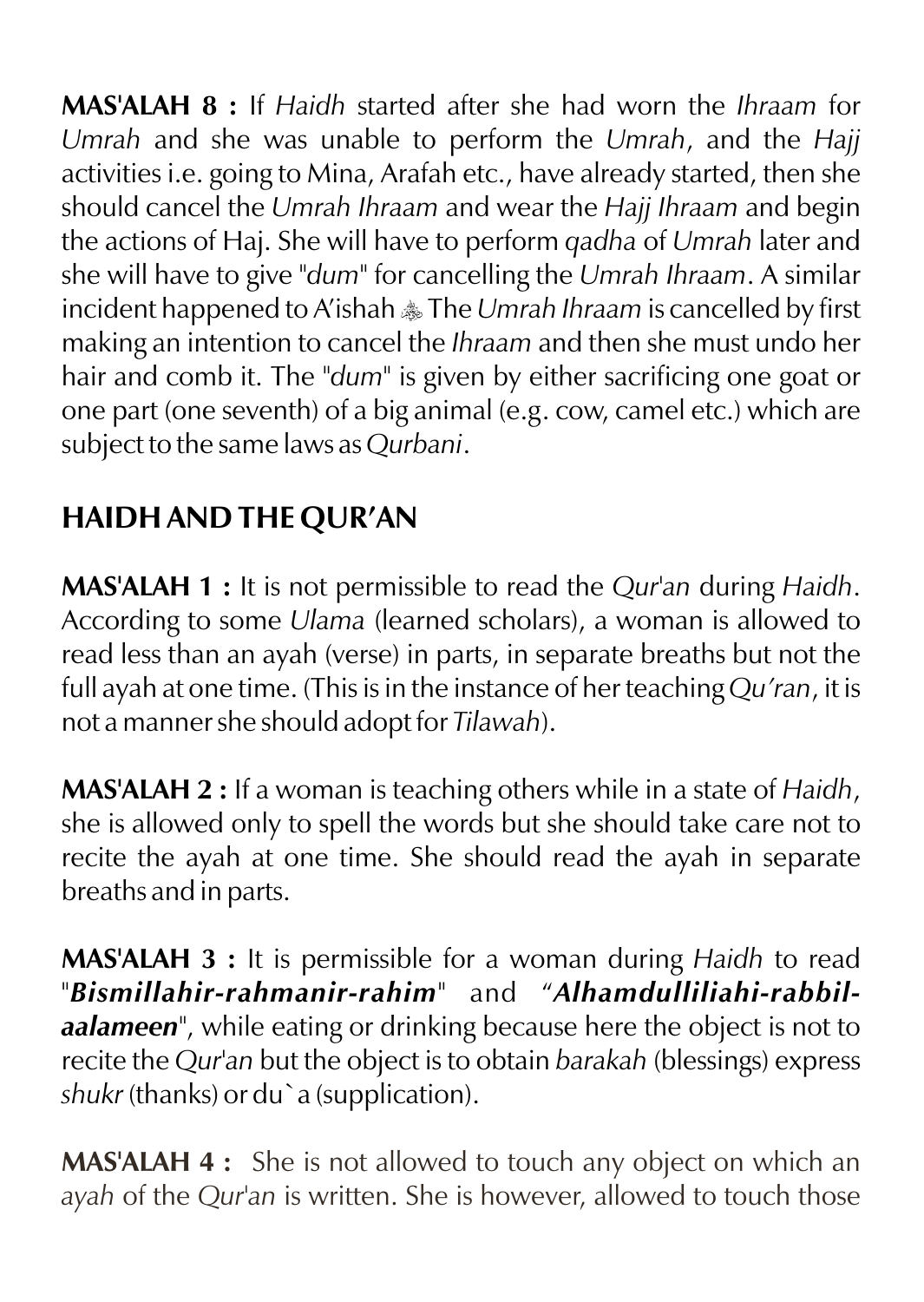**MAS'ALAH 8 :** If *Haidh* started after she had worn the *Ihraam* for *Umrah* and she was unable to perform the *Umrah*, and the *Hajj* activities i.e. going to Mina, Arafah etc., have already started, then she should cancel the *Umrah Ihraam* and wear the *Hajj Ihraam* and begin the actions of Haj. She will have to perform *qadha* of *Umrah* later and she will have to give "*dum*" for cancelling the *Umrah Ihraam*. A similar incident happened to A'ishah ﵂ The *Umrah Ihraam* is cancelled by first making an intention to cancel the *Ihraam* and then she must undo her hair and comb it. The "*dum*" is given by either sacrificing one goat or one part (one seventh) of a big animal (e.g. cow, camel etc.) which are subject to the same laws as *Qurbani*.

## HAIDH AND THE QUR'AN

**MAS'ALAH 1 :** It is not permissible to read the *Qur'an* during *Haidh*. According to some *Ulama* (learned scholars), a woman is allowed to read less than an ayah (verse) in parts, in separate breaths but not the full ayah at one time. (This is in the instance of her teaching *Qu'ran*, it is not a manner she should adopt for *Tilawah*).

**MAS'ALAH 2 :** If a woman is teaching others while in a state of *Haidh*, she is allowed only to spell the words but she should take care not to recite the ayah at one time. She should read the ayah in separate breaths and in parts.

**MAS'ALAH 3 :** It is permissible for a woman during *Haidh* to read "***Bismillahir-rahmanir-rahim***" and "***Alhamdulliliahi-rabbil-aalameen***", while eating or drinking because here the object is not to recite the *Qur'an* but the object is to obtain *barakah* (blessings) express *shukr* (thanks) or du`a (supplication).

**MAS'ALAH 4 :** She is not allowed to touch any object on which an *ayah* of the *Qur'an* is written. She is however, allowed to touch those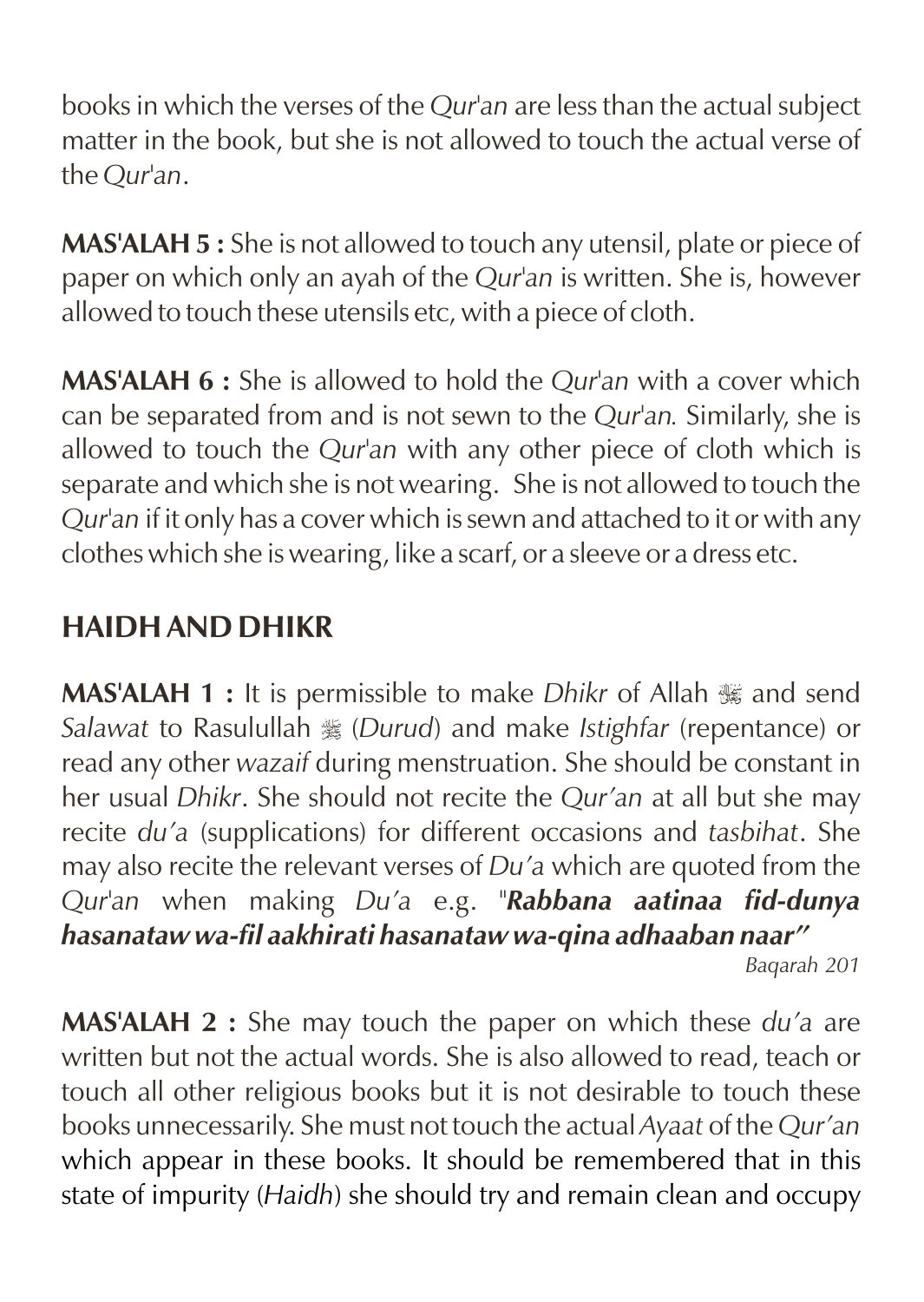books in which the verses of the *Qur'an* are less than the actual subject matter in the book, but she is not allowed to touch the actual verse of the *Qur'an*.

**MAS'ALAH 5 :** She is not allowed to touch any utensil, plate or piece of paper on which only an ayah of the *Qur'an* is written. She is, however allowed to touch these utensils etc, with a piece of cloth.

**MAS'ALAH 6 :** She is allowed to hold the *Qur'an* with a cover which can be separated from and is not sewn to the *Qur'an.* Similarly, she is allowed to touch the *Qur'an* with any other piece of cloth which is separate and which she is not wearing. She is not allowed to touch the *Qur'an* if it only has a cover which is sewn and attached to it or with any clothes which she is wearing, like a scarf, or a sleeve or a dress etc.

## HAIDH AND DHIKR

**MAS'ALAH 1 :** It is permissible to make *Dhikr* of Allah ﷻ and send *Salawat* to Rasulullah ﷺ (*Durud*) and make *Istighfar* (repentance) or read any other *wazaif* during menstruation. She should be constant in her usual *Dhikr*. She should not recite the *Qur'an* at all but she may recite *du'a* (supplications) for different occasions and *tasbihat*. She may also recite the relevant verses of *Du'a* which are quoted from the *Qur'an* when making *Du'a* e.g. "***Rabbana aatinaa fid-dunya hasanataw wa-fil aakhirati hasanataw wa-qina adhaaban naar"***

*Baqarah 201*

**MAS'ALAH 2 :** She may touch the paper on which these *du'a* are written but not the actual words. She is also allowed to read, teach or touch all other religious books but it is not desirable to touch these books unnecessarily. She must not touch the actual *Ayaat* of the *Qur'an* which appear in these books. It should be remembered that in this state of impurity (*Haidh*) she should try and remain clean and occupy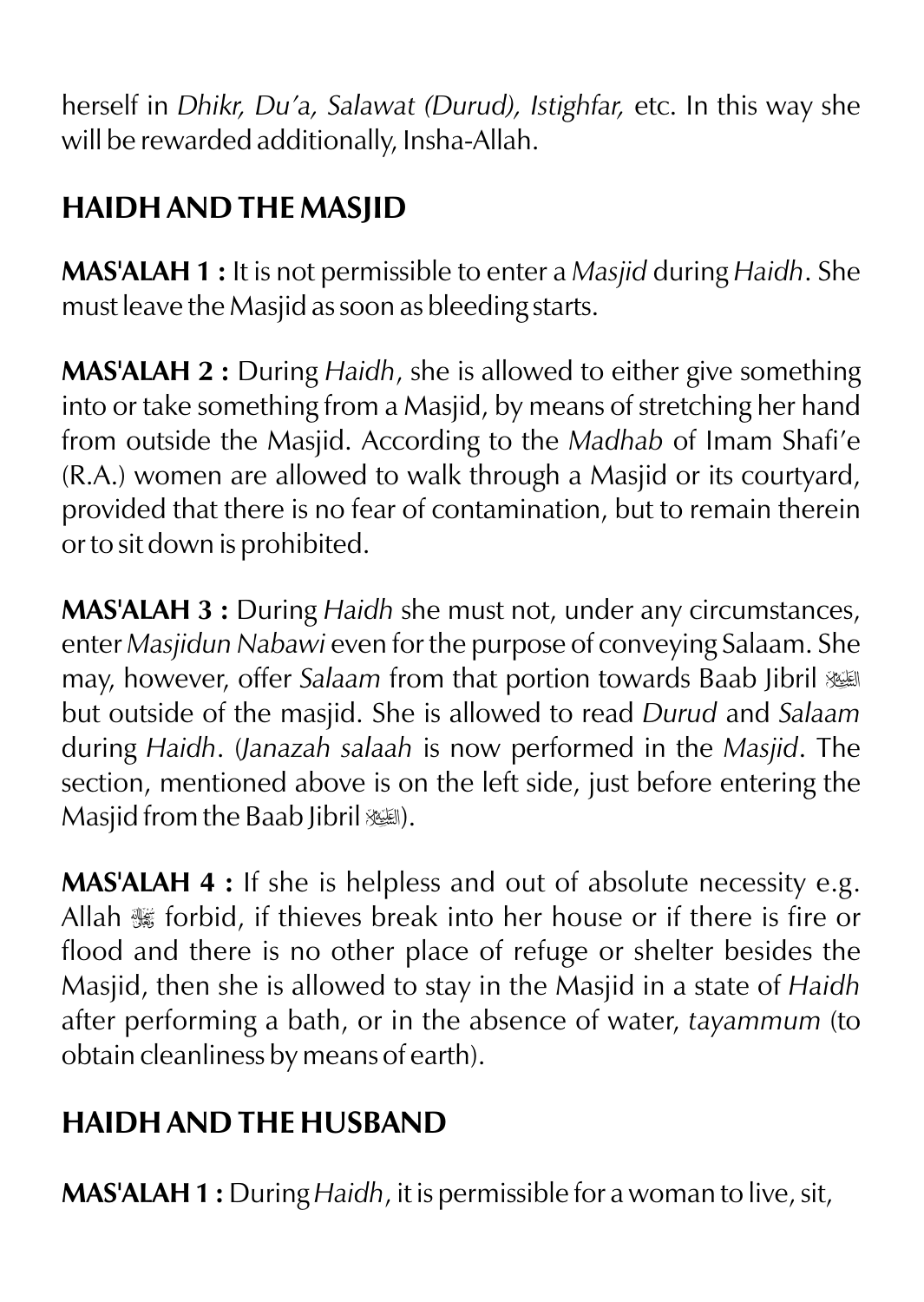herself in *Dhikr, Du'a, Salawat (Durud), Istighfar,* etc. In this way she will be rewarded additionally, Insha-Allah.

## HAIDH AND THE MASJID

**MAS'ALAH 1 :** It is not permissible to enter a *Masjid* during *Haidh*. She must leave the Masjid as soon as bleeding starts.

**MAS'ALAH 2 :** During *Haidh*, she is allowed to either give something into or take something from a Masjid, by means of stretching her hand from outside the Masjid. According to the *Madhab* of Imam Shafi'e (R.A.) women are allowed to walk through a Masjid or its courtyard, provided that there is no fear of contamination, but to remain therein or to sit down is prohibited.

**MAS'ALAH 3 :** During *Haidh* she must not, under any circumstances, enter *Masjidun Nabawi* even for the purpose of conveying Salaam. She may, however, offer *Salaam* from that portion towards Baab Jibril عليه السلام but outside of the masjid. She is allowed to read *Durud* and *Salaam* during *Haidh*. (*Janazah salaah* is now performed in the *Masjid*. The section, mentioned above is on the left side, just before entering the Masjid from the Baab Jibril عليه السلام).

**MAS'ALAH 4 :** If she is helpless and out of absolute necessity e.g. Allah ﷻ forbid, if thieves break into her house or if there is fire or flood and there is no other place of refuge or shelter besides the Masjid, then she is allowed to stay in the Masjid in a state of *Haidh* after performing a bath, or in the absence of water, *tayammum* (to obtain cleanliness by means of earth).

## HAIDH AND THE HUSBAND

**MAS'ALAH 1 :** During *Haidh*, it is permissible for a woman to live, sit,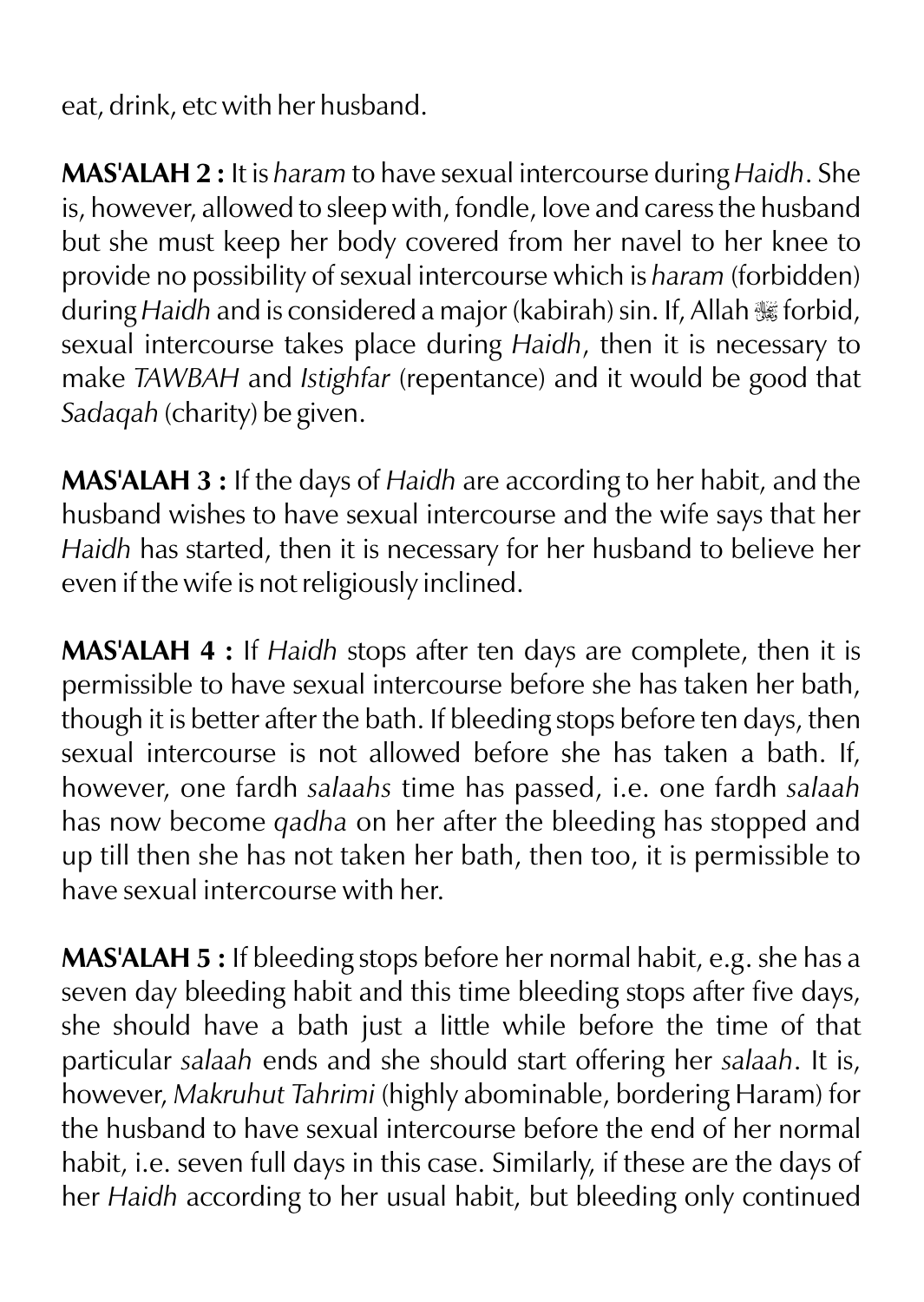eat, drink, etc with her husband.

**MAS'ALAH 2 :** It is *haram* to have sexual intercourse during *Haidh*. She is, however, allowed to sleep with, fondle, love and caress the husband but she must keep her body covered from her navel to her knee to provide no possibility of sexual intercourse which is *haram* (forbidden) during *Haidh* and is considered a major (kabirah) sin. If, Allah ﷻ forbid, sexual intercourse takes place during *Haidh*, then it is necessary to make *TAWBAH* and *Istighfar* (repentance) and it would be good that *Sadaqah* (charity) be given.

**MAS'ALAH 3 :** If the days of *Haidh* are according to her habit, and the husband wishes to have sexual intercourse and the wife says that her *Haidh* has started, then it is necessary for her husband to believe her even if the wife is not religiously inclined.

**MAS'ALAH 4 :** If *Haidh* stops after ten days are complete, then it is permissible to have sexual intercourse before she has taken her bath, though it is better after the bath. If bleeding stops before ten days, then sexual intercourse is not allowed before she has taken a bath. If, however, one fardh *salaahs* time has passed, i.e. one fardh *salaah* has now become *qadha* on her after the bleeding has stopped and up till then she has not taken her bath, then too, it is permissible to have sexual intercourse with her.

**MAS'ALAH 5 :** If bleeding stops before her normal habit, e.g. she has a seven day bleeding habit and this time bleeding stops after five days, she should have a bath just a little while before the time of that particular *salaah* ends and she should start offering her *salaah*. It is, however, *Makruhut Tahrimi* (highly abominable, bordering Haram) for the husband to have sexual intercourse before the end of her normal habit, i.e. seven full days in this case. Similarly, if these are the days of her *Haidh* according to her usual habit, but bleeding only continued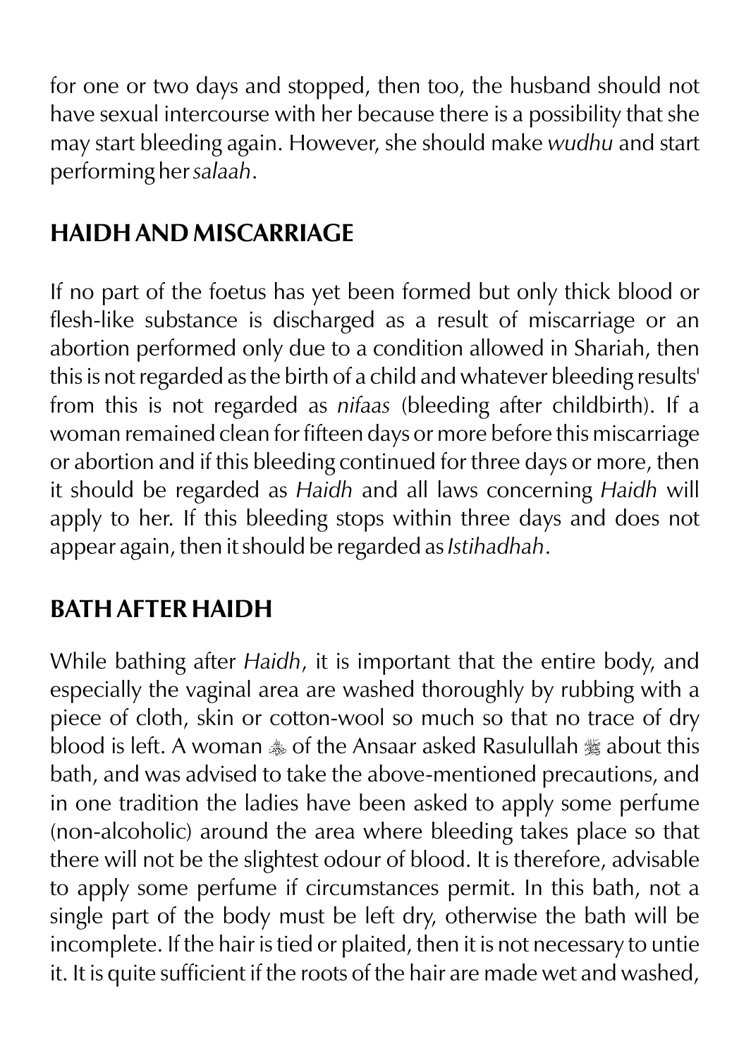for one or two days and stopped, then too, the husband should not have sexual intercourse with her because there is a possibility that she may start bleeding again. However, she should make *wudhu* and start performing her *salaah*.

## HAIDH AND MISCARRIAGE

If no part of the foetus has yet been formed but only thick blood or flesh-like substance is discharged as a result of miscarriage or an abortion performed only due to a condition allowed in Shariah, then this is not regarded as the birth of a child and whatever bleeding results' from this is not regarded as *nifaas* (bleeding after childbirth). If a woman remained clean for fifteen days or more before this miscarriage or abortion and if this bleeding continued for three days or more, then it should be regarded as *Haidh* and all laws concerning *Haidh* will apply to her. If this bleeding stops within three days and does not appear again, then it should be regarded as *Istihadhah*.

## BATH AFTER HAIDH

While bathing after *Haidh*, it is important that the entire body, and especially the vaginal area are washed thoroughly by rubbing with a piece of cloth, skin or cotton-wool so much so that no trace of dry blood is left. A woman ﵂ of the Ansaar asked Rasulullah ﷺ about this bath, and was advised to take the above-mentioned precautions, and in one tradition the ladies have been asked to apply some perfume (non-alcoholic) around the area where bleeding takes place so that there will not be the slightest odour of blood. It is therefore, advisable to apply some perfume if circumstances permit. In this bath, not a single part of the body must be left dry, otherwise the bath will be incomplete. If the hair is tied or plaited, then it is not necessary to untie it. It is quite sufficient if the roots of the hair are made wet and washed,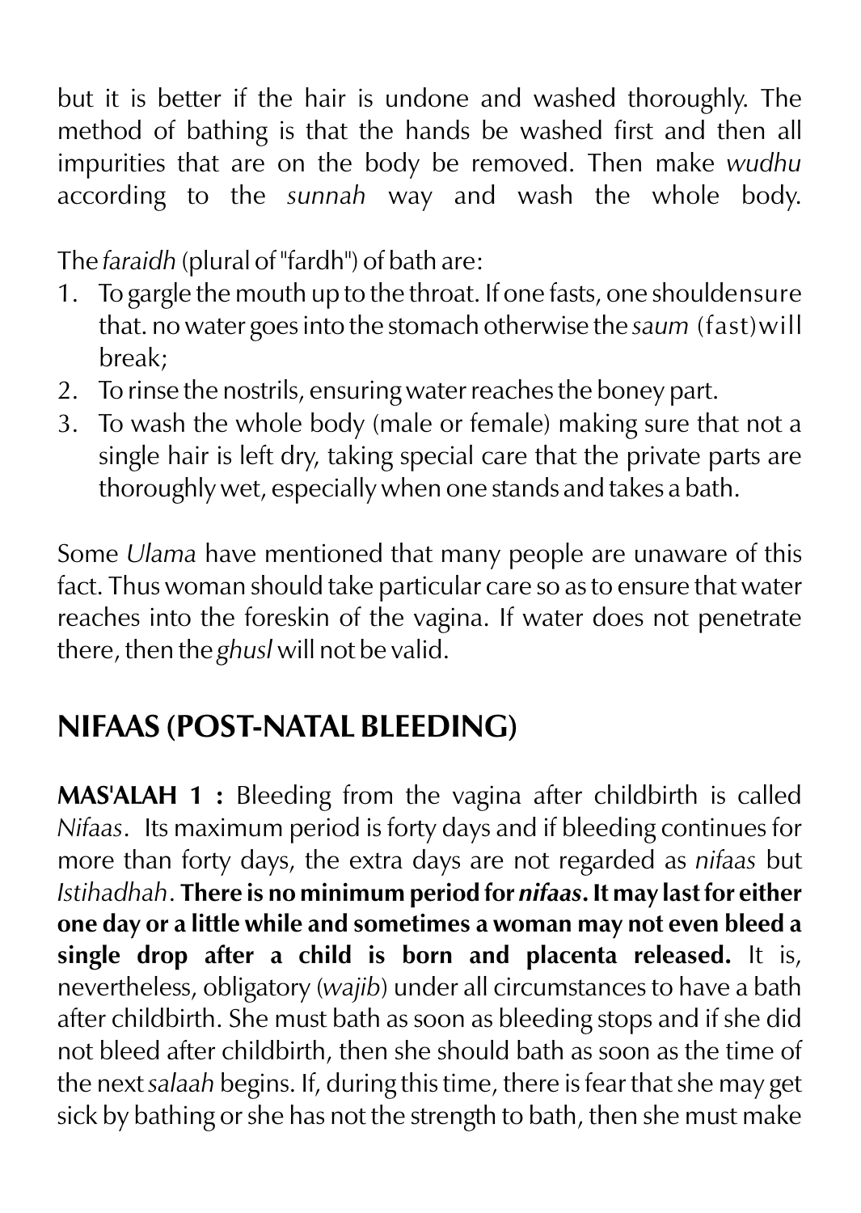but it is better if the hair is undone and washed thoroughly. The method of bathing is that the hands be washed first and then all impurities that are on the body be removed. Then make *wudhu* according to the *sunnah* way and wash the whole body.

The *faraidh* (plural of "fardh") of bath are:

1. To gargle the mouth up to the throat. If one fasts, one shouldensure that. no water goes into the stomach otherwise the *saum* (fast)will break;
2. To rinse the nostrils, ensuring water reaches the boney part.
3. To wash the whole body (male or female) making sure that not a single hair is left dry, taking special care that the private parts are thoroughly wet, especially when one stands and takes a bath.

Some *Ulama* have mentioned that many people are unaware of this fact. Thus woman should take particular care so as to ensure that water reaches into the foreskin of the vagina. If water does not penetrate there, then the *ghusl* will not be valid.

## NIFAAS (POST-NATAL BLEEDING)

**MAS'ALAH 1 :** Bleeding from the vagina after childbirth is called *Nifaas*. Its maximum period is forty days and if bleeding continues for more than forty days, the extra days are not regarded as *nifaas* but *Istihadhah*. **There is no minimum period for *nifaas*. It may last for either one day or a little while and sometimes a woman may not even bleed a single drop after a child is born and placenta released.** It is, nevertheless, obligatory (*wajib*) under all circumstances to have a bath after childbirth. She must bath as soon as bleeding stops and if she did not bleed after childbirth, then she should bath as soon as the time of the next *salaah* begins. If, during this time, there is fear that she may get sick by bathing or she has not the strength to bath, then she must make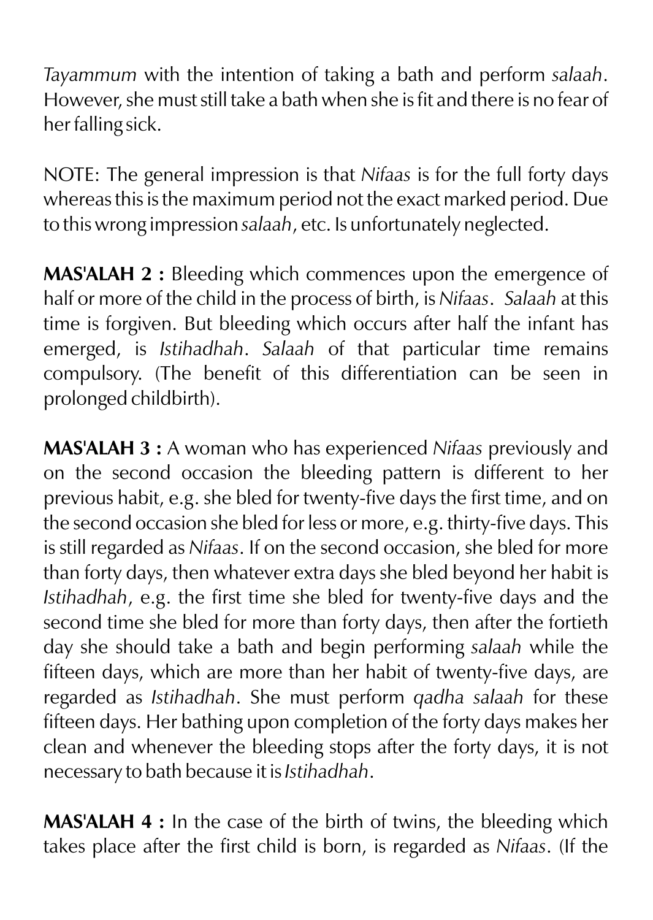*Tayammum* with the intention of taking a bath and perform *salaah*. However, she must still take a bath when she is fit and there is no fear of her falling sick.

NOTE: The general impression is that *Nifaas* is for the full forty days whereas this is the maximum period not the exact marked period. Due to this wrong impression *salaah*, etc. Is unfortunately neglected.

**MAS'ALAH 2 :** Bleeding which commences upon the emergence of half or more of the child in the process of birth, is *Nifaas*. *Salaah* at this time is forgiven. But bleeding which occurs after half the infant has emerged, is *Istihadhah*. *Salaah* of that particular time remains compulsory. (The benefit of this differentiation can be seen in prolonged childbirth).

**MAS'ALAH 3 :** A woman who has experienced *Nifaas* previously and on the second occasion the bleeding pattern is different to her previous habit, e.g. she bled for twenty-five days the first time, and on the second occasion she bled for less or more, e.g. thirty-five days. This is still regarded as *Nifaas*. If on the second occasion, she bled for more than forty days, then whatever extra days she bled beyond her habit is *Istihadhah*, e.g. the first time she bled for twenty-five days and the second time she bled for more than forty days, then after the fortieth day she should take a bath and begin performing *salaah* while the fifteen days, which are more than her habit of twenty-five days, are regarded as *Istihadhah*. She must perform *qadha salaah* for these fifteen days. Her bathing upon completion of the forty days makes her clean and whenever the bleeding stops after the forty days, it is not necessary to bath because it is *Istihadhah*.

**MAS'ALAH 4 :** In the case of the birth of twins, the bleeding which takes place after the first child is born, is regarded as *Nifaas*. (If the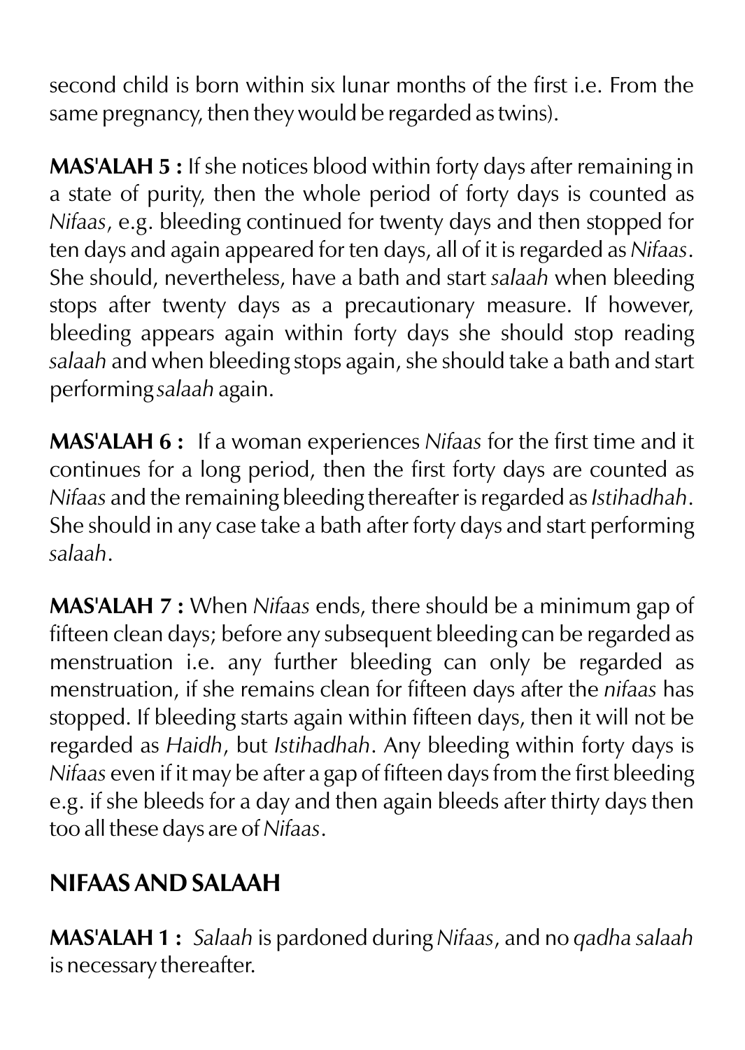second child is born within six lunar months of the first i.e. From the same pregnancy, then they would be regarded as twins).

**MAS'ALAH 5 :** If she notices blood within forty days after remaining in a state of purity, then the whole period of forty days is counted as *Nifaas*, e.g. bleeding continued for twenty days and then stopped for ten days and again appeared for ten days, all of it is regarded as *Nifaas*. She should, nevertheless, have a bath and start *salaah* when bleeding stops after twenty days as a precautionary measure. If however, bleeding appears again within forty days she should stop reading *salaah* and when bleeding stops again, she should take a bath and start performing *salaah* again.

**MAS'ALAH 6 :** If a woman experiences *Nifaas* for the first time and it continues for a long period, then the first forty days are counted as *Nifaas* and the remaining bleeding thereafter is regarded as *Istihadhah*. She should in any case take a bath after forty days and start performing *salaah*.

**MAS'ALAH 7 :** When *Nifaas* ends, there should be a minimum gap of fifteen clean days; before any subsequent bleeding can be regarded as menstruation i.e. any further bleeding can only be regarded as menstruation, if she remains clean for fifteen days after the *nifaas* has stopped. If bleeding starts again within fifteen days, then it will not be regarded as *Haidh*, but *Istihadhah*. Any bleeding within forty days is *Nifaas* even if it may be after a gap of fifteen days from the first bleeding e.g. if she bleeds for a day and then again bleeds after thirty days then too all these days are of *Nifaas*.

## NIFAAS AND SALAAH

**MAS'ALAH 1 :** *Salaah* is pardoned during *Nifaas*, and no *qadha salaah* is necessary thereafter.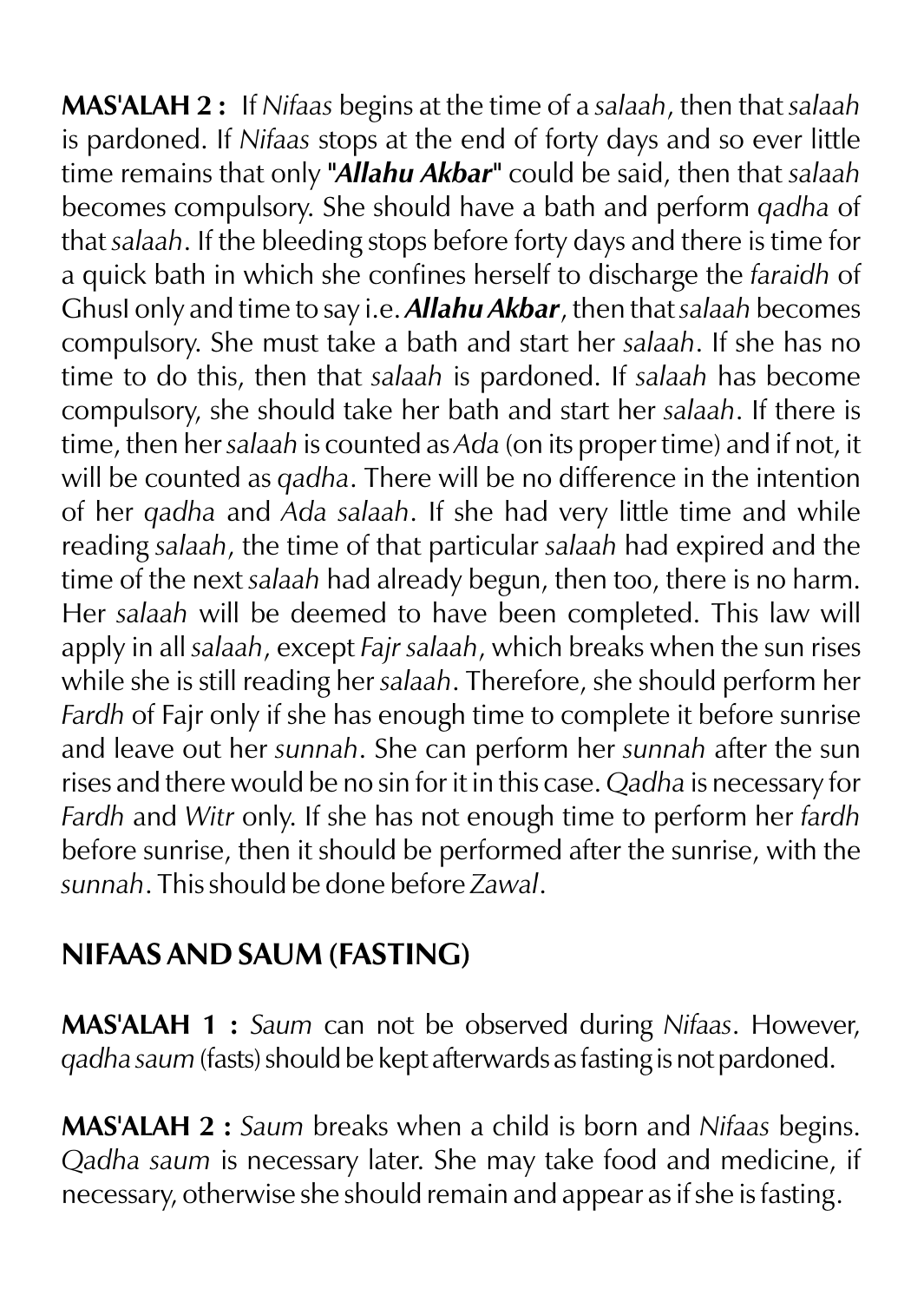**MAS'ALAH 2 :** If *Nifaas* begins at the time of a *salaah*, then that *salaah* is pardoned. If *Nifaas* stops at the end of forty days and so ever little time remains that only "***Allahu Akbar***" could be said, then that *salaah* becomes compulsory. She should have a bath and perform *qadha* of that *salaah*. If the bleeding stops before forty days and there is time for a quick bath in which she confines herself to discharge the *faraidh* of GhusI only and time to say i.e. ***Allahu Akbar***, then that *salaah* becomes compulsory. She must take a bath and start her *salaah*. If she has no time to do this, then that *salaah* is pardoned. If *salaah* has become compulsory, she should take her bath and start her *salaah*. If there is time, then her *salaah* is counted as *Ada* (on its proper time) and if not, it will be counted as *qadha*. There will be no difference in the intention of her *qadha* and *Ada salaah*. If she had very little time and while reading *salaah*, the time of that particular *salaah* had expired and the time of the next *salaah* had already begun, then too, there is no harm. Her *salaah* will be deemed to have been completed. This law will apply in all *salaah*, except *Fajr salaah*, which breaks when the sun rises while she is still reading her *salaah*. Therefore, she should perform her *Fardh* of Fajr only if she has enough time to complete it before sunrise and leave out her *sunnah*. She can perform her *sunnah* after the sun rises and there would be no sin for it in this case. *Qadha* is necessary for *Fardh* and *Witr* only. If she has not enough time to perform her *fardh* before sunrise, then it should be performed after the sunrise, with the *sunnah*. This should be done before *Zawal*.

## NIFAAS AND SAUM (FASTING)

**MAS'ALAH 1 :** *Saum* can not be observed during *Nifaas*. However, *qadha saum* (fasts) should be kept afterwards as fasting is not pardoned.

**MAS'ALAH 2 :** *Saum* breaks when a child is born and *Nifaas* begins. *Qadha saum* is necessary later. She may take food and medicine, if necessary, otherwise she should remain and appear as if she is fasting.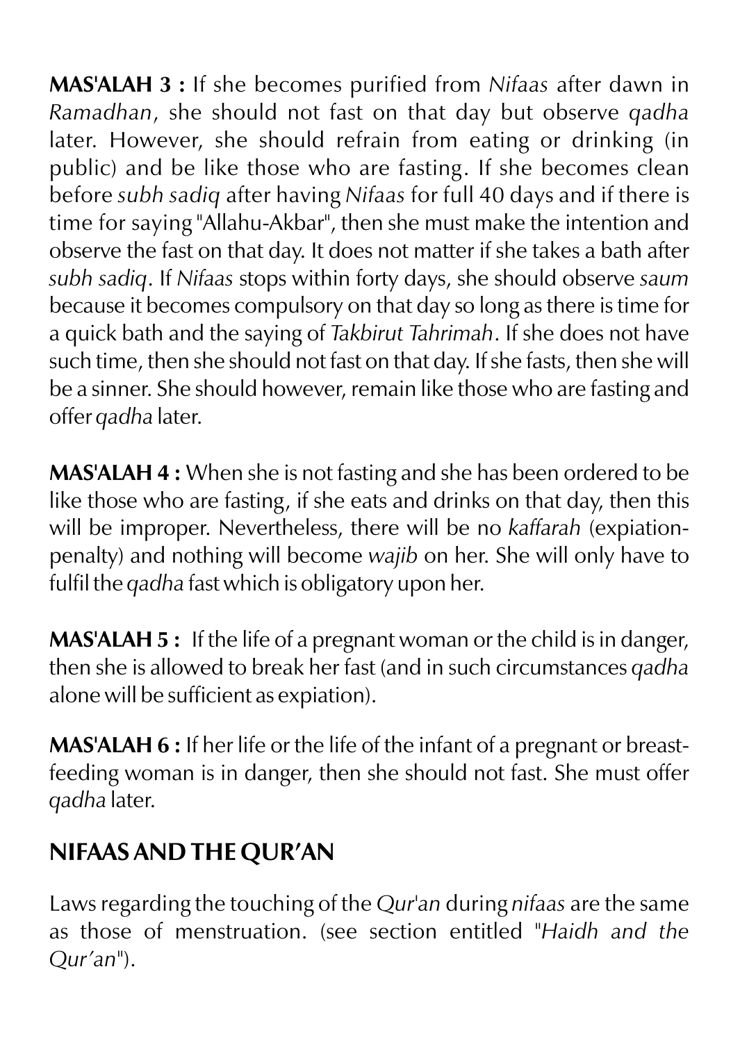**MAS'ALAH 3 :** If she becomes purified from *Nifaas* after dawn in *Ramadhan*, she should not fast on that day but observe *qadha* later. However, she should refrain from eating or drinking (in public) and be like those who are fasting. If she becomes clean before *subh sadiq* after having *Nifaas* for full 40 days and if there is time for saying "Allahu-Akbar", then she must make the intention and observe the fast on that day. It does not matter if she takes a bath after *subh sadiq*. If *Nifaas* stops within forty days, she should observe *saum* because it becomes compulsory on that day so long as there is time for a quick bath and the saying of *Takbirut Tahrimah*. If she does not have such time, then she should not fast on that day. If she fasts, then she will be a sinner. She should however, remain like those who are fasting and offer *qadha* later.

**MAS'ALAH 4 :** When she is not fasting and she has been ordered to be like those who are fasting, if she eats and drinks on that day, then this will be improper. Nevertheless, there will be no *kaffarah* (expiation-penalty) and nothing will become *wajib* on her. She will only have to fulfil the *qadha* fast which is obligatory upon her.

**MAS'ALAH 5 :** If the life of a pregnant woman or the child is in danger, then she is allowed to break her fast (and in such circumstances *qadha* alone will be sufficient as expiation).

**MAS'ALAH 6 :** If her life or the life of the infant of a pregnant or breast-feeding woman is in danger, then she should not fast. She must offer *qadha* later.

## NIFAAS AND THE QUR'AN

Laws regarding the touching of the *Qur'an* during *nifaas* are the same as those of menstruation. (see section entitled "*Haidh and the Qur'an*").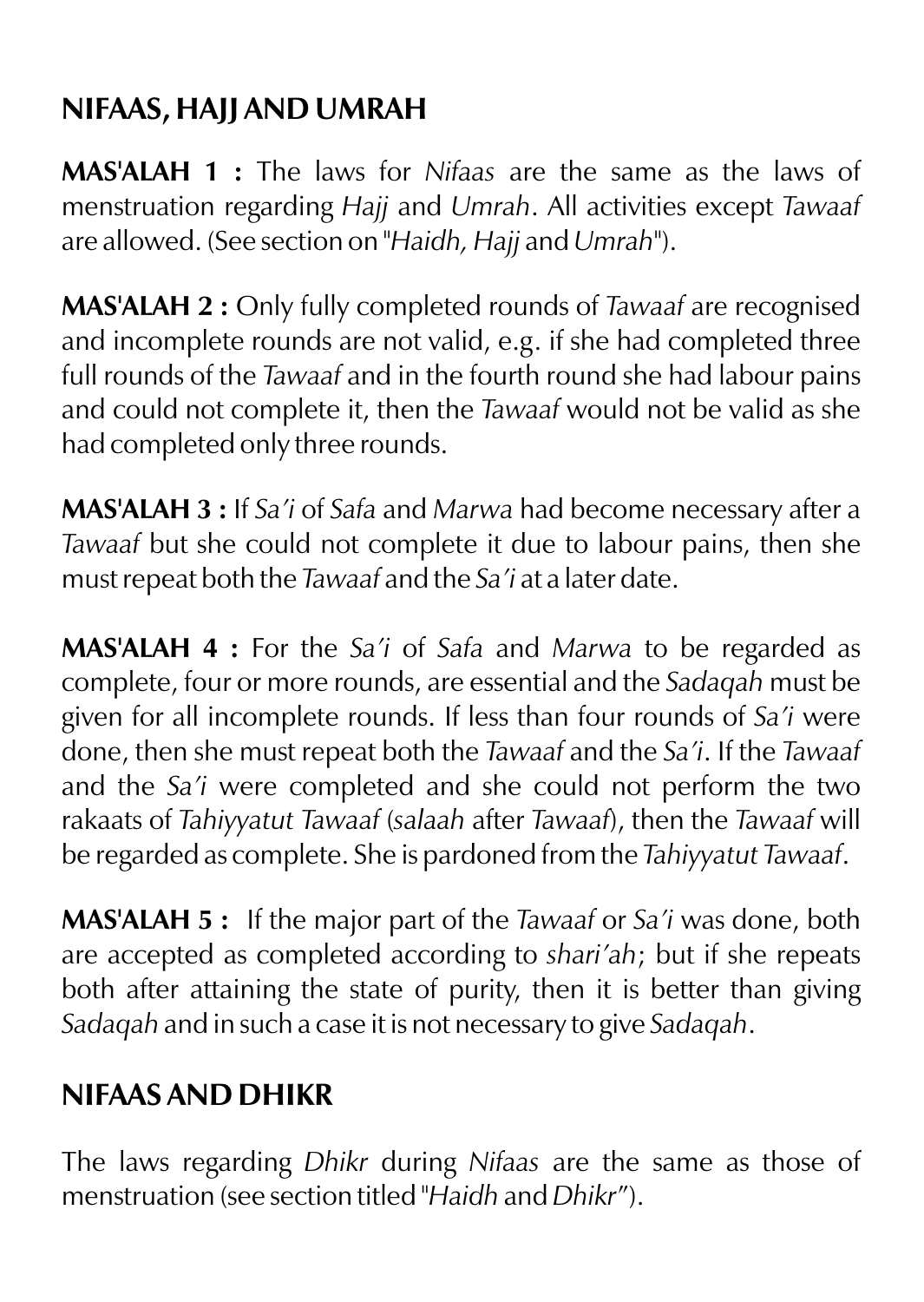## NIFAAS, HAJJ AND UMRAH

**MAS'ALAH 1 :** The laws for *Nifaas* are the same as the laws of menstruation regarding *Hajj* and *Umrah*. All activities except *Tawaaf* are allowed. (See section on "*Haidh, Hajj* and *Umrah*").

**MAS'ALAH 2 :** Only fully completed rounds of *Tawaaf* are recognised and incomplete rounds are not valid, e.g. if she had completed three full rounds of the *Tawaaf* and in the fourth round she had labour pains and could not complete it, then the *Tawaaf* would not be valid as she had completed only three rounds.

**MAS'ALAH 3 :** If *Sa'i* of *Safa* and *Marwa* had become necessary after a *Tawaaf* but she could not complete it due to labour pains, then she must repeat both the *Tawaaf* and the *Sa'i* at a later date.

**MAS'ALAH 4 :** For the *Sa'i* of *Safa* and *Marwa* to be regarded as complete, four or more rounds, are essential and the *Sadaqah* must be given for all incomplete rounds. If less than four rounds of *Sa'i* were done, then she must repeat both the *Tawaaf* and the *Sa'i*. If the *Tawaaf* and the *Sa'i* were completed and she could not perform the two rakaats of *Tahiyyatut Tawaaf* (*salaah* after *Tawaaf*), then the *Tawaaf* will be regarded as complete. She is pardoned from the *Tahiyyatut Tawaaf*.

**MAS'ALAH 5 :** If the major part of the *Tawaaf* or *Sa'i* was done, both are accepted as completed according to *shari'ah*; but if she repeats both after attaining the state of purity, then it is better than giving *Sadaqah* and in such a case it is not necessary to give *Sadaqah*.

## NIFAAS AND DHIKR

The laws regarding *Dhikr* during *Nifaas* are the same as those of menstruation (see section titled "*Haidh* and *Dhikr*").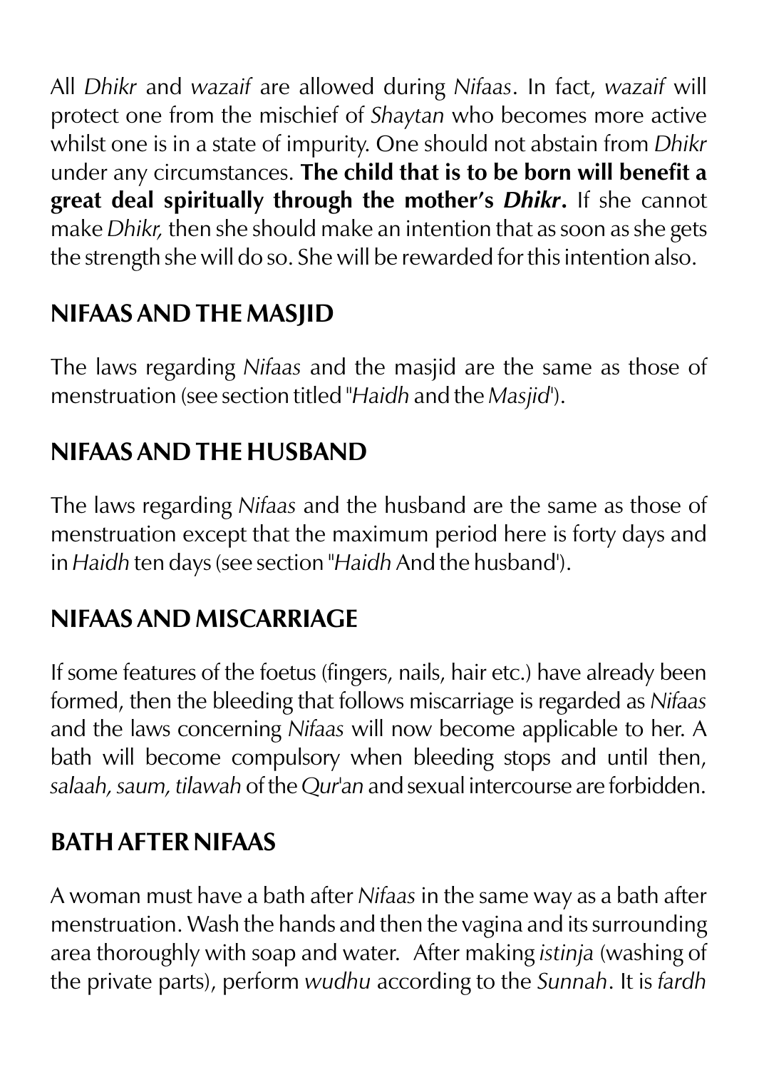All *Dhikr* and *wazaif* are allowed during *Nifaas*. In fact, *wazaif* will protect one from the mischief of *Shaytan* who becomes more active whilst one is in a state of impurity. One should not abstain from *Dhikr* under any circumstances. **The child that is to be born will benefit a great deal spiritually through the mother's *Dhikr*.** If she cannot make *Dhikr,* then she should make an intention that as soon as she gets the strength she will do so. She will be rewarded for this intention also.

## NIFAAS AND THE MASJID

The laws regarding *Nifaas* and the masjid are the same as those of menstruation (see section titled "*Haidh* and the *Masjid*').

## NIFAAS AND THE HUSBAND

The laws regarding *Nifaas* and the husband are the same as those of menstruation except that the maximum period here is forty days and in *Haidh* ten days (see section "*Haidh* And the husband').

## NIFAAS AND MISCARRIAGE

If some features of the foetus (fingers, nails, hair etc.) have already been formed, then the bleeding that follows miscarriage is regarded as *Nifaas* and the laws concerning *Nifaas* will now become applicable to her. A bath will become compulsory when bleeding stops and until then, *salaah, saum, tilawah* of the *Qur'an* and sexual intercourse are forbidden.

## BATH AFTER NIFAAS

A woman must have a bath after *Nifaas* in the same way as a bath after menstruation. Wash the hands and then the vagina and its surrounding area thoroughly with soap and water. After making *istinja* (washing of the private parts), perform *wudhu* according to the *Sunnah*. It is *fardh*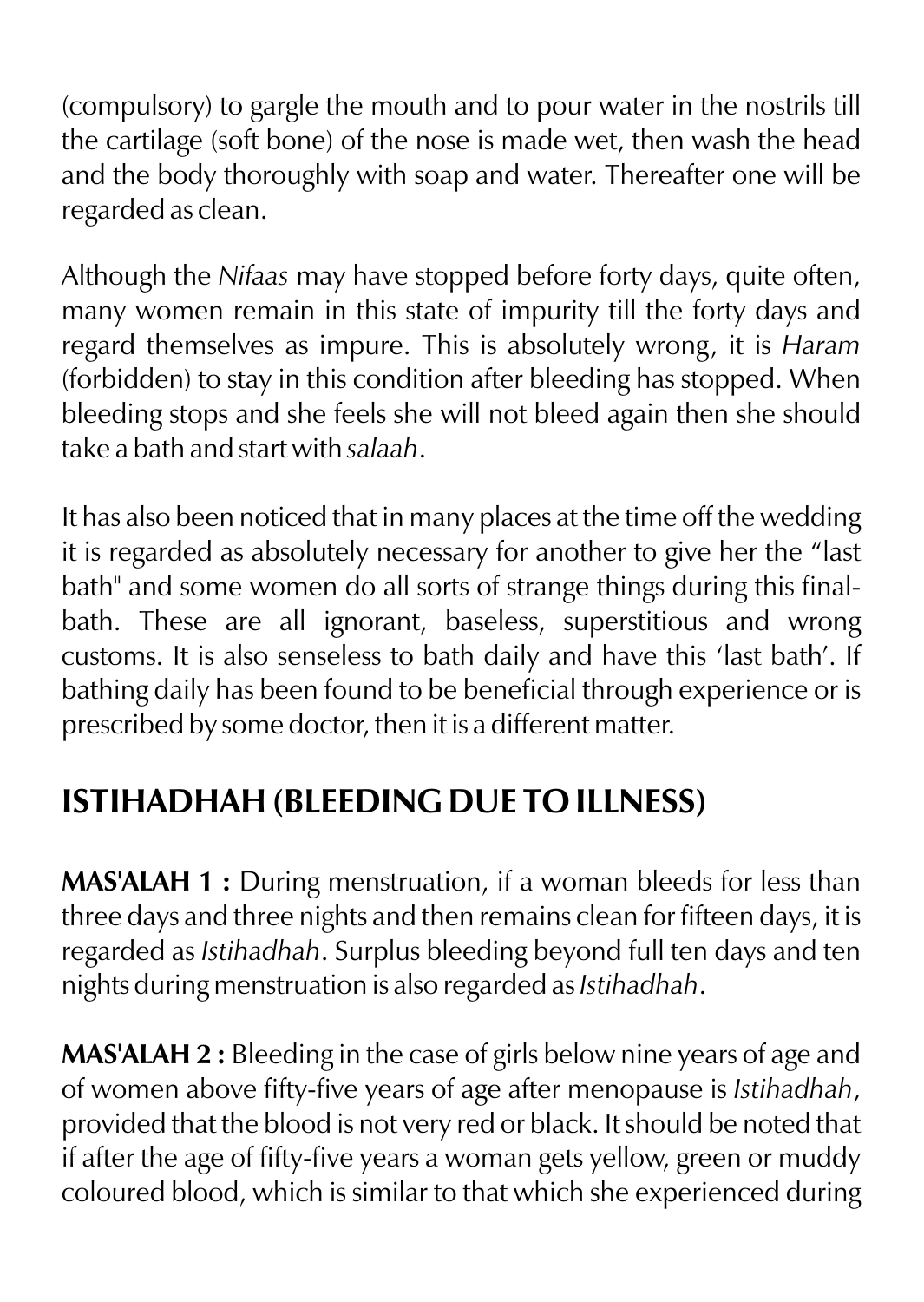(compulsory) to gargle the mouth and to pour water in the nostrils till the cartilage (soft bone) of the nose is made wet, then wash the head and the body thoroughly with soap and water. Thereafter one will be regarded as clean.

Although the *Nifaas* may have stopped before forty days, quite often, many women remain in this state of impurity till the forty days and regard themselves as impure. This is absolutely wrong, it is *Haram* (forbidden) to stay in this condition after bleeding has stopped. When bleeding stops and she feels she will not bleed again then she should take a bath and start with *salaah*.

It has also been noticed that in many places at the time off the wedding it is regarded as absolutely necessary for another to give her the "last bath" and some women do all sorts of strange things during this final-bath. These are all ignorant, baseless, superstitious and wrong customs. It is also senseless to bath daily and have this 'last bath'. If bathing daily has been found to be beneficial through experience or is prescribed by some doctor, then it is a different matter.

## ISTIHADHAH (BLEEDING DUE TO ILLNESS)

**MAS'ALAH 1 :** During menstruation, if a woman bleeds for less than three days and three nights and then remains clean for fifteen days, it is regarded as *Istihadhah*. Surplus bleeding beyond full ten days and ten nights during menstruation is also regarded as *Istihadhah*.

**MAS'ALAH 2 :** Bleeding in the case of girls below nine years of age and of women above fifty-five years of age after menopause is *Istihadhah*, provided that the blood is not very red or black. It should be noted that if after the age of fifty-five years a woman gets yellow, green or muddy coloured blood, which is similar to that which she experienced during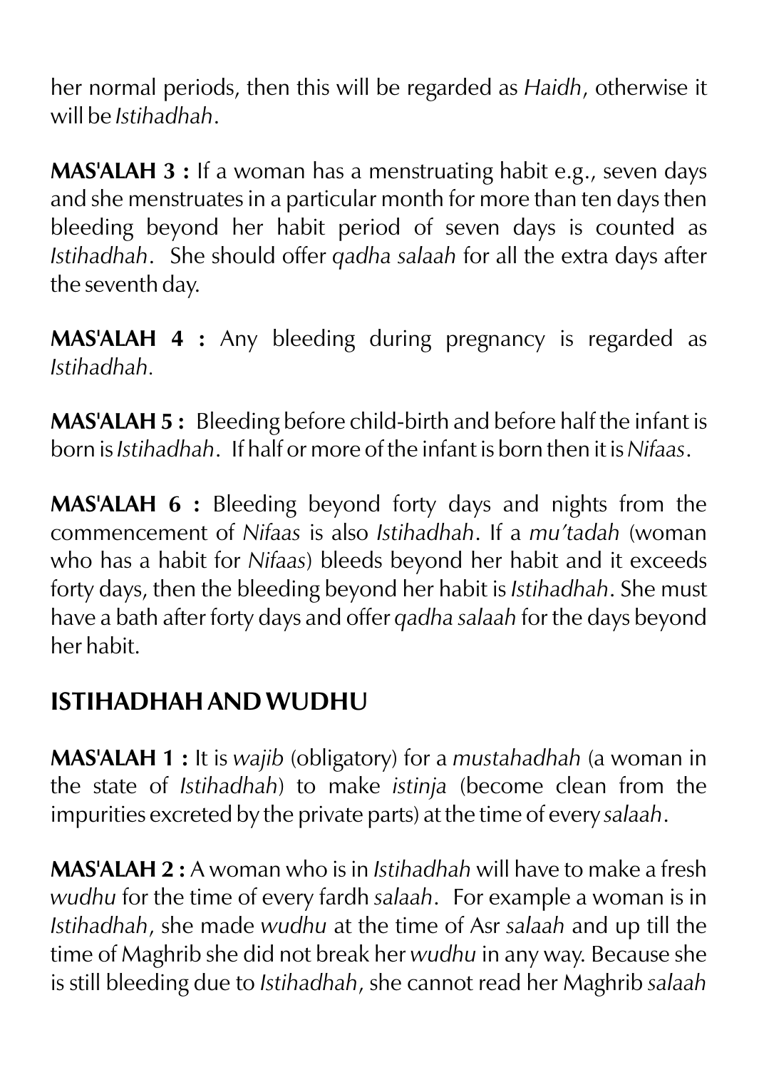her normal periods, then this will be regarded as *Haidh*, otherwise it will be *Istihadhah*.

**MAS'ALAH 3 :** If a woman has a menstruating habit e.g., seven days and she menstruates in a particular month for more than ten days then bleeding beyond her habit period of seven days is counted as *Istihadhah*. She should offer *qadha salaah* for all the extra days after the seventh day.

**MAS'ALAH 4 :** Any bleeding during pregnancy is regarded as *Istihadhah.*

**MAS'ALAH 5 :** Bleeding before child-birth and before half the infant is born is *Istihadhah*. If half or more of the infant is born then it is *Nifaas*.

**MAS'ALAH 6 :** Bleeding beyond forty days and nights from the commencement of *Nifaas* is also *Istihadhah*. If a *mu'tadah* (woman who has a habit for *Nifaas*) bleeds beyond her habit and it exceeds forty days, then the bleeding beyond her habit is *Istihadhah*. She must have a bath after forty days and offer *qadha salaah* for the days beyond her habit.

## ISTIHADHAH AND WUDHU

**MAS'ALAH 1 :** It is *wajib* (obligatory) for a *mustahadhah* (a woman in the state of *Istihadhah*) to make *istinja* (become clean from the impurities excreted by the private parts) at the time of every *salaah*.

**MAS'ALAH 2 :** A woman who is in *Istihadhah* will have to make a fresh *wudhu* for the time of every fardh *salaah*. For example a woman is in *Istihadhah*, she made *wudhu* at the time of Asr *salaah* and up till the time of Maghrib she did not break her *wudhu* in any way. Because she is still bleeding due to *Istihadhah*, she cannot read her Maghrib *salaah*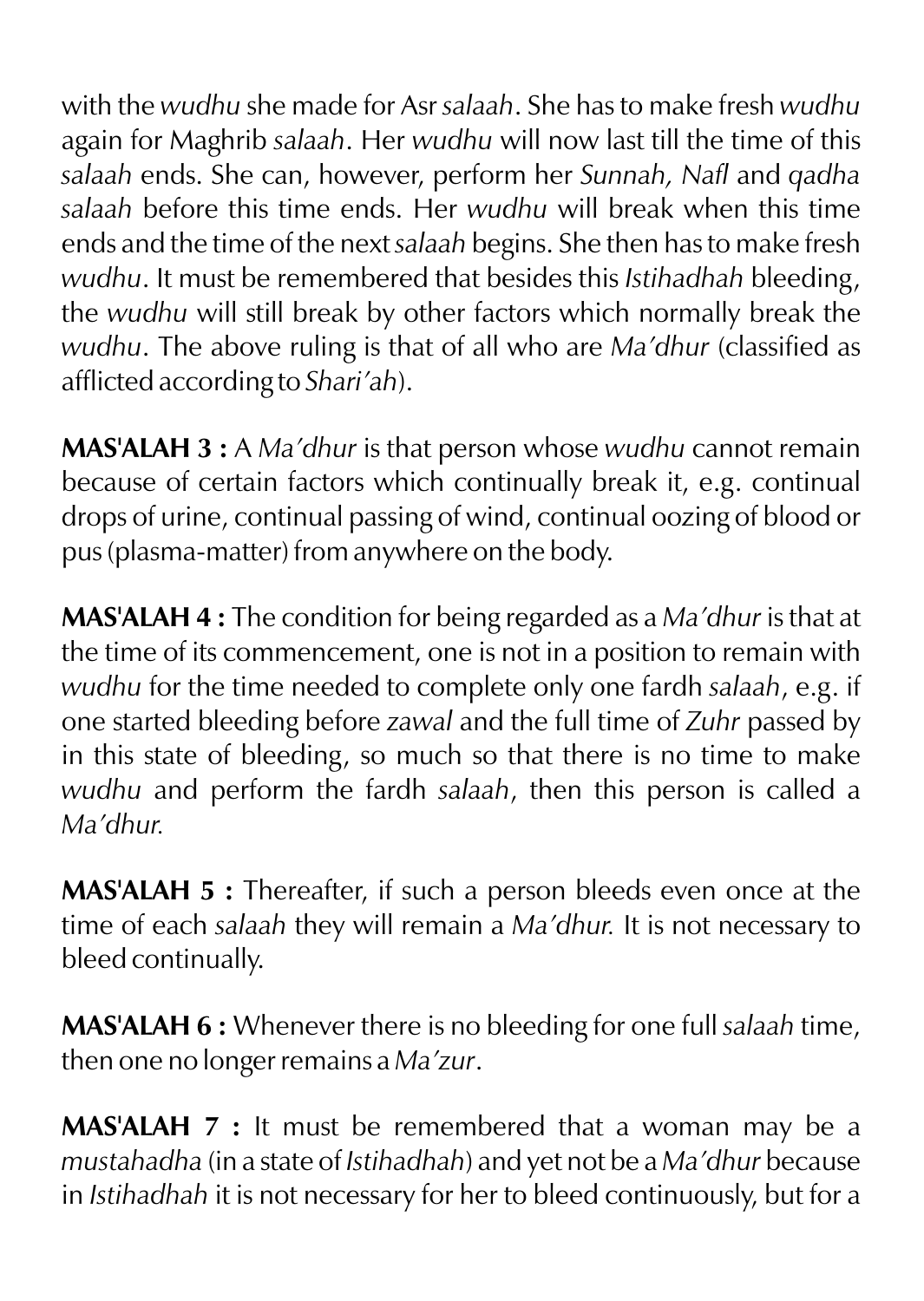with the *wudhu* she made for Asr *salaah*. She has to make fresh *wudhu* again for Maghrib *salaah*. Her *wudhu* will now last till the time of this *salaah* ends. She can, however, perform her *Sunnah, Nafl* and *qadha salaah* before this time ends. Her *wudhu* will break when this time ends and the time of the next *salaah* begins. She then has to make fresh *wudhu*. It must be remembered that besides this *Istihadhah* bleeding, the *wudhu* will still break by other factors which normally break the *wudhu*. The above ruling is that of all who are *Ma'dhur* (classified as afflicted according to *Shari'ah*).

**MAS'ALAH 3 :** A *Ma'dhur* is that person whose *wudhu* cannot remain because of certain factors which continually break it, e.g. continual drops of urine, continual passing of wind, continual oozing of blood or pus (plasma-matter) from anywhere on the body.

**MAS'ALAH 4 :** The condition for being regarded as a *Ma'dhur* is that at the time of its commencement, one is not in a position to remain with *wudhu* for the time needed to complete only one fardh *salaah*, e.g. if one started bleeding before *zawal* and the full time of *Zuhr* passed by in this state of bleeding, so much so that there is no time to make *wudhu* and perform the fardh *salaah*, then this person is called a *Ma'dhur.*

**MAS'ALAH 5 :** Thereafter, if such a person bleeds even once at the time of each *salaah* they will remain a *Ma'dhur.* It is not necessary to bleed continually.

**MAS'ALAH 6 :** Whenever there is no bleeding for one full *salaah* time, then one no longer remains a *Ma'zur*.

**MAS'ALAH 7 :** It must be remembered that a woman may be a *mustahadha* (in a state of *Istihadhah*) and yet not be a *Ma'dhur* because in *Istihadhah* it is not necessary for her to bleed continuously, but for a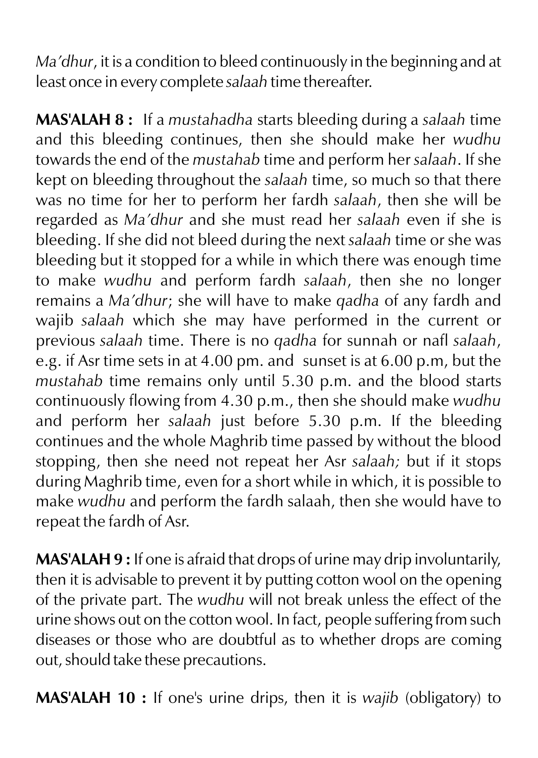*Ma'dhur*, it is a condition to bleed continuously in the beginning and at least once in every complete *salaah* time thereafter.

**MAS'ALAH 8 :** If a *mustahadha* starts bleeding during a *salaah* time and this bleeding continues, then she should make her *wudhu* towards the end of the *mustahab* time and perform her *salaah*. If she kept on bleeding throughout the *salaah* time, so much so that there was no time for her to perform her fardh *salaah*, then she will be regarded as *Ma'dhur* and she must read her *salaah* even if she is bleeding. If she did not bleed during the next *salaah* time or she was bleeding but it stopped for a while in which there was enough time to make *wudhu* and perform fardh *salaah*, then she no longer remains a *Ma'dhur*; she will have to make *qadha* of any fardh and wajib *salaah* which she may have performed in the current or previous *salaah* time. There is no *qadha* for sunnah or nafl *salaah*, e.g. if Asr time sets in at 4.00 pm. and sunset is at 6.00 p.m, but the *mustahab* time remains only until 5.30 p.m. and the blood starts continuously flowing from 4.30 p.m., then she should make *wudhu* and perform her *salaah* just before 5.30 p.m. If the bleeding continues and the whole Maghrib time passed by without the blood stopping, then she need not repeat her Asr *salaah;* but if it stops during Maghrib time, even for a short while in which, it is possible to make *wudhu* and perform the fardh salaah, then she would have to repeat the fardh of Asr.

**MAS'ALAH 9 :** If one is afraid that drops of urine may drip involuntarily, then it is advisable to prevent it by putting cotton wool on the opening of the private part. The *wudhu* will not break unless the effect of the urine shows out on the cotton wool. In fact, people suffering from such diseases or those who are doubtful as to whether drops are coming out, should take these precautions.

**MAS'ALAH 10 :** If one's urine drips, then it is *wajib* (obligatory) to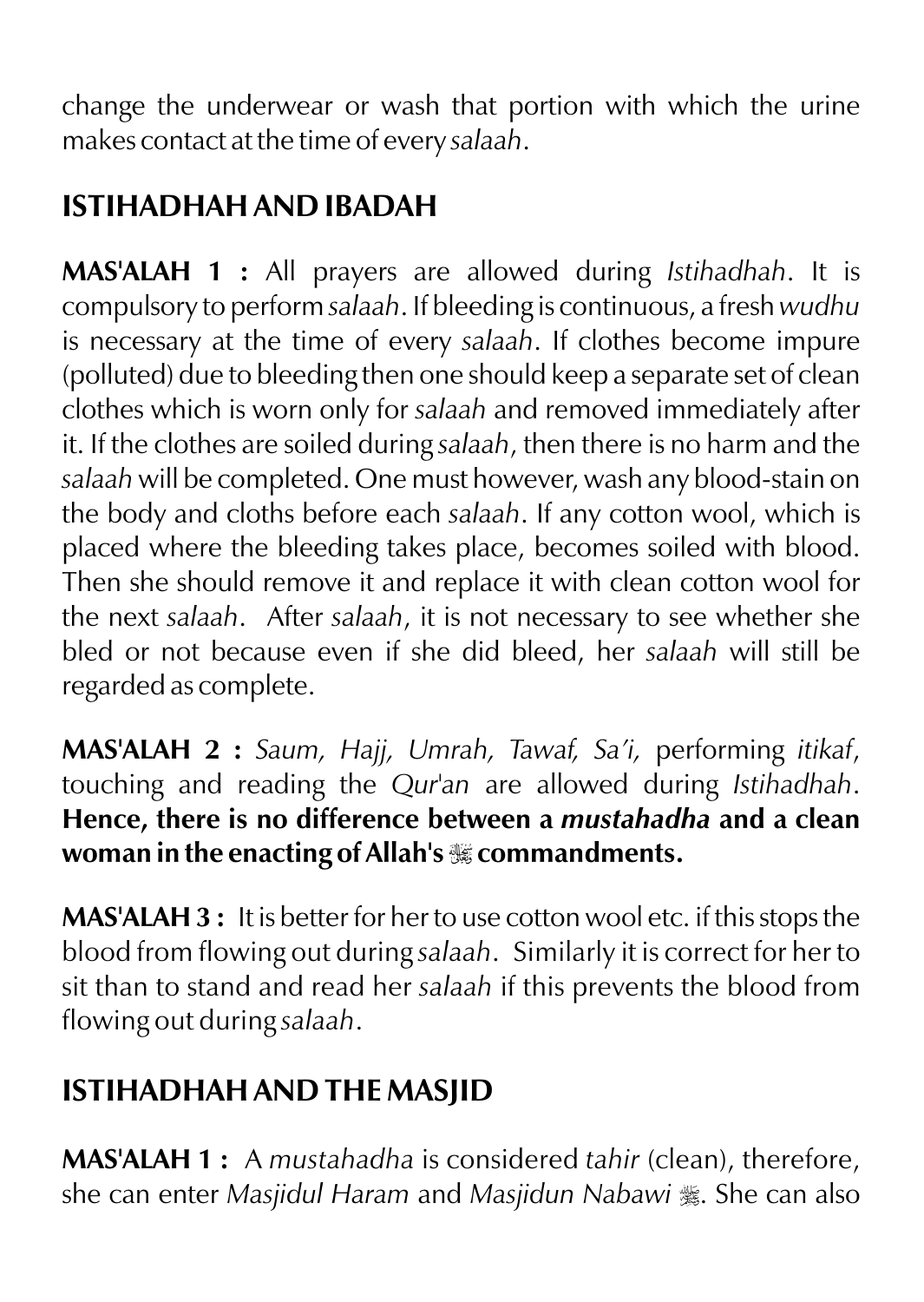change the underwear or wash that portion with which the urine makes contact at the time of every *salaah*.

## ISTIHADHAH AND IBADAH

**MAS'ALAH 1 :** All prayers are allowed during *Istihadhah*. It is compulsory to perform *salaah*. If bleeding is continuous, a fresh *wudhu* is necessary at the time of every *salaah*. If clothes become impure (polluted) due to bleeding then one should keep a separate set of clean clothes which is worn only for *salaah* and removed immediately after it. If the clothes are soiled during *salaah*, then there is no harm and the *salaah* will be completed. One must however, wash any blood-stain on the body and cloths before each *salaah*. If any cotton wool, which is placed where the bleeding takes place, becomes soiled with blood. Then she should remove it and replace it with clean cotton wool for the next *salaah*. After *salaah*, it is not necessary to see whether she bled or not because even if she did bleed, her *salaah* will still be regarded as complete.

**MAS'ALAH 2 :** *Saum, Hajj, Umrah, Tawaf, Sa'i,* performing *itikaf*, touching and reading the *Qur'an* are allowed during *Istihadhah*. **Hence, there is no difference between a *mustahadha* and a clean woman in the enacting of Allah's ﷻ commandments.**

**MAS'ALAH 3 :** It is better for her to use cotton wool etc. if this stops the blood from flowing out during *salaah*. Similarly it is correct for her to sit than to stand and read her *salaah* if this prevents the blood from flowing out during *salaah*.

## ISTIHADHAH AND THE MASJID

**MAS'ALAH 1 :** A *mustahadha* is considered *tahir* (clean), therefore, she can enter *Masjidul Haram* and *Masjidun Nabawi* ﷺ. She can also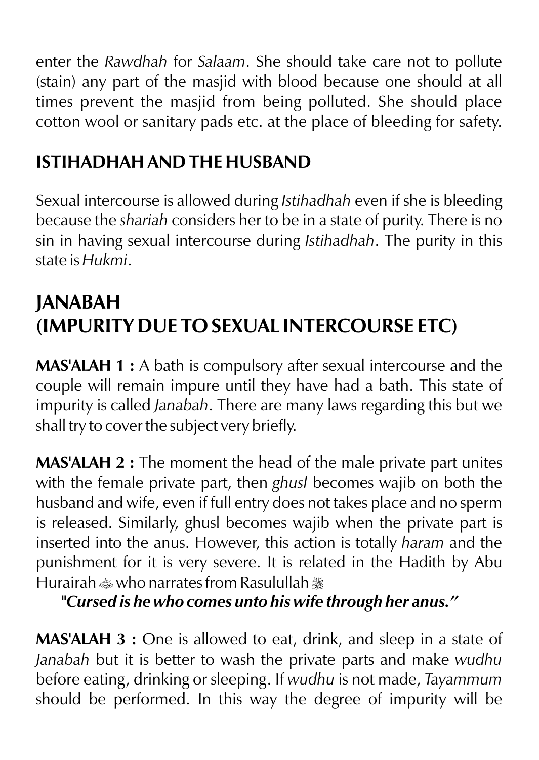enter the *Rawdhah* for *Salaam*. She should take care not to pollute (stain) any part of the masjid with blood because one should at all times prevent the masjid from being polluted. She should place cotton wool or sanitary pads etc. at the place of bleeding for safety.

## ISTIHADHAH AND THE HUSBAND

Sexual intercourse is allowed during *Istihadhah* even if she is bleeding because the *shariah* considers her to be in a state of purity. There is no sin in having sexual intercourse during *Istihadhah*. The purity in this state is *Hukmi*.

# JANABAH
# (IMPURITY DUE TO SEXUAL INTERCOURSE ETC)

**MAS'ALAH 1 :** A bath is compulsory after sexual intercourse and the couple will remain impure until they have had a bath. This state of impurity is called *Janabah*. There are many laws regarding this but we shall try to cover the subject very briefly.

**MAS'ALAH 2 :** The moment the head of the male private part unites with the female private part, then *ghusl* becomes wajib on both the husband and wife, even if full entry does not takes place and no sperm is released. Similarly, ghusl becomes wajib when the private part is inserted into the anus. However, this action is totally *haram* and the punishment for it is very severe. It is related in the Hadith by Abu Hurairah ﷺ who narrates from Rasulullah ﷺ

***"Cursed is he who comes unto his wife through her anus."***

**MAS'ALAH 3 :** One is allowed to eat, drink, and sleep in a state of *Janabah* but it is better to wash the private parts and make *wudhu* before eating, drinking or sleeping. If *wudhu* is not made, *Tayammum* should be performed. In this way the degree of impurity will be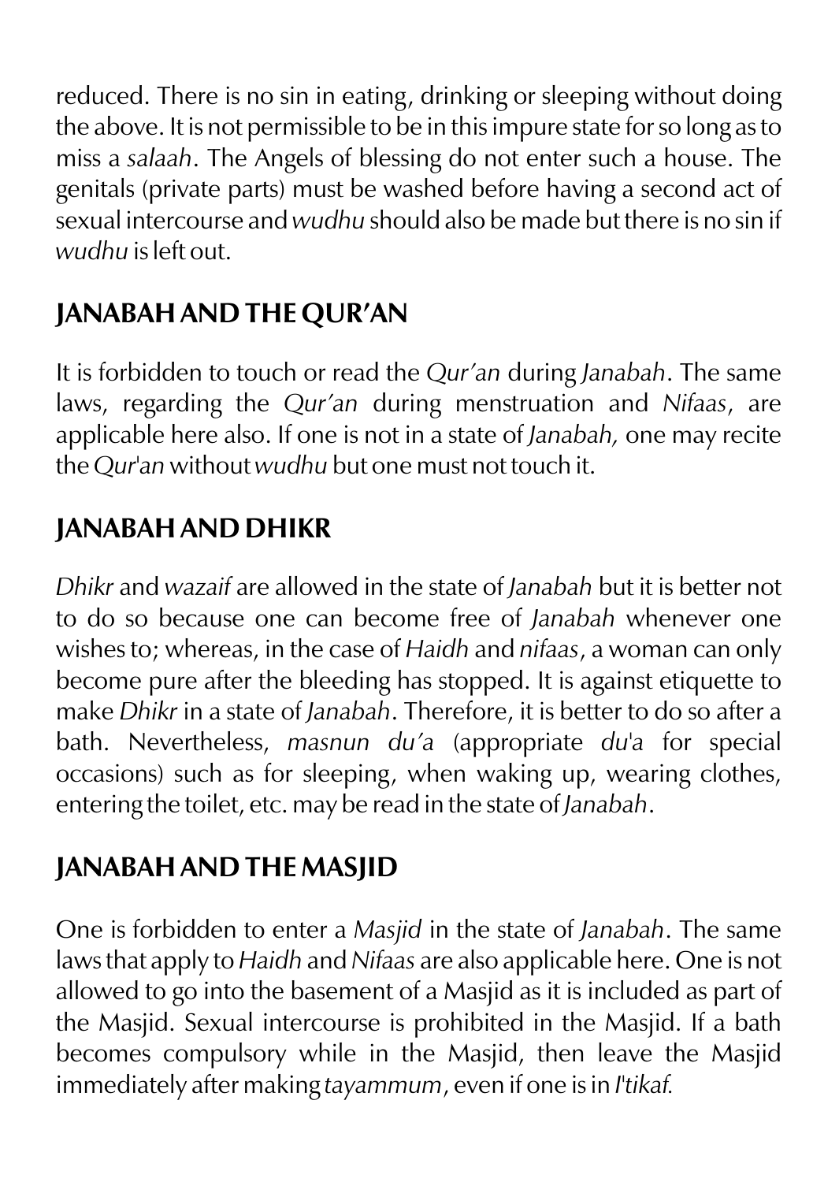reduced. There is no sin in eating, drinking or sleeping without doing the above. It is not permissible to be in this impure state for so long as to miss a *salaah*. The Angels of blessing do not enter such a house. The genitals (private parts) must be washed before having a second act of sexual intercourse and *wudhu* should also be made but there is no sin if *wudhu* is left out.

## JANABAH AND THE QUR'AN

It is forbidden to touch or read the *Qur'an* during *Janabah*. The same laws, regarding the *Qur'an* during menstruation and *Nifaas*, are applicable here also. If one is not in a state of *Janabah,* one may recite the *Qur'an* without *wudhu* but one must not touch it.

## JANABAH AND DHIKR

*Dhikr* and *wazaif* are allowed in the state of *Janabah* but it is better not to do so because one can become free of *Janabah* whenever one wishes to; whereas, in the case of *Haidh* and *nifaas*, a woman can only become pure after the bleeding has stopped. It is against etiquette to make *Dhikr* in a state of *Janabah*. Therefore, it is better to do so after a bath. Nevertheless, *masnun du'a* (appropriate *du'a* for special occasions) such as for sleeping, when waking up, wearing clothes, entering the toilet, etc. may be read in the state of *Janabah*.

## JANABAH AND THE MASJID

One is forbidden to enter a *Masjid* in the state of *Janabah*. The same laws that apply to *Haidh* and *Nifaas* are also applicable here. One is not allowed to go into the basement of a Masjid as it is included as part of the Masjid. Sexual intercourse is prohibited in the Masjid. If a bath becomes compulsory while in the Masjid, then leave the Masjid immediately after making *tayammum*, even if one is in *I'tikaf.*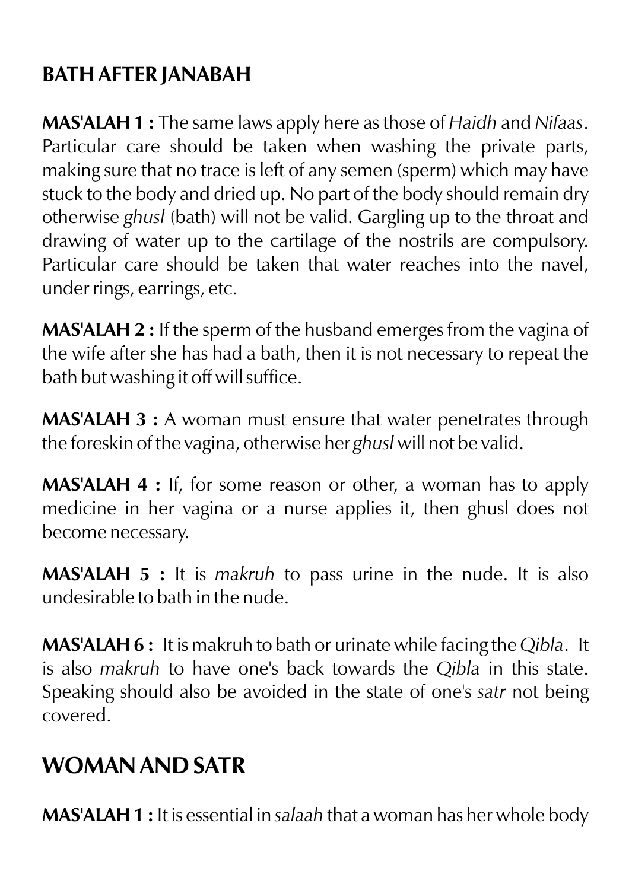## BATH AFTER JANABAH

**MAS'ALAH 1 :** The same laws apply here as those of *Haidh* and *Nifaas*. Particular care should be taken when washing the private parts, making sure that no trace is left of any semen (sperm) which may have stuck to the body and dried up. No part of the body should remain dry otherwise *ghusl* (bath) will not be valid. Gargling up to the throat and drawing of water up to the cartilage of the nostrils are compulsory. Particular care should be taken that water reaches into the navel, under rings, earrings, etc.

**MAS'ALAH 2 :** If the sperm of the husband emerges from the vagina of the wife after she has had a bath, then it is not necessary to repeat the bath but washing it off will suffice.

**MAS'ALAH 3 :** A woman must ensure that water penetrates through the foreskin of the vagina, otherwise her *ghusl* will not be valid.

**MAS'ALAH 4 :** If, for some reason or other, a woman has to apply medicine in her vagina or a nurse applies it, then ghusl does not become necessary.

**MAS'ALAH 5 :** It is *makruh* to pass urine in the nude. It is also undesirable to bath in the nude.

**MAS'ALAH 6 :** It is makruh to bath or urinate while facing the *Qibla*. It is also *makruh* to have one's back towards the *Qibla* in this state. Speaking should also be avoided in the state of one's *satr* not being covered.

## WOMAN AND SATR

**MAS'ALAH 1 :** It is essential in *salaah* that a woman has her whole body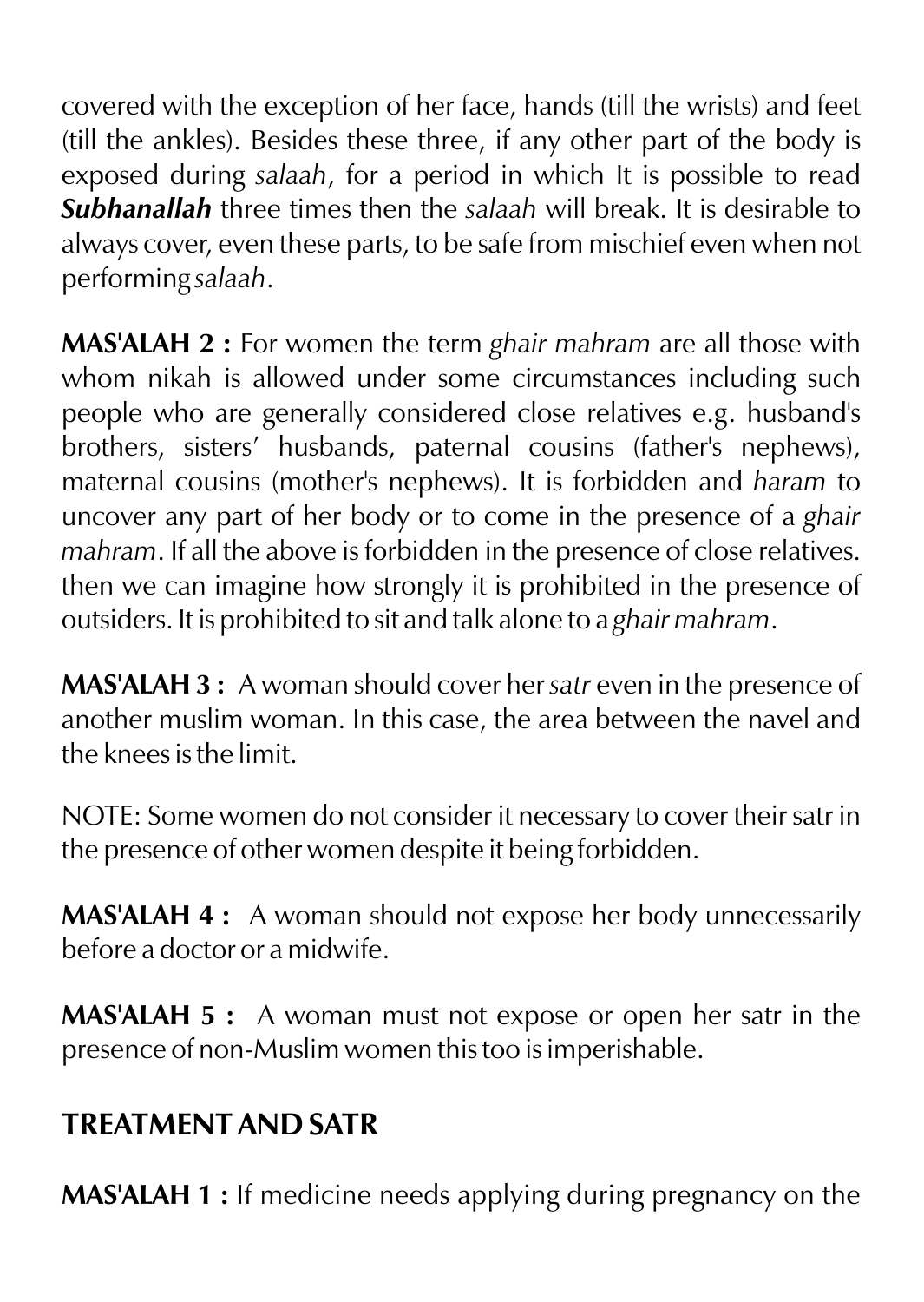covered with the exception of her face, hands (till the wrists) and feet (till the ankles). Besides these three, if any other part of the body is exposed during *salaah*, for a period in which It is possible to read ***Subhanallah*** three times then the *salaah* will break. It is desirable to always cover, even these parts, to be safe from mischief even when not performing *salaah*.

**MAS'ALAH 2 :** For women the term *ghair mahram* are all those with whom nikah is allowed under some circumstances including such people who are generally considered close relatives e.g. husband's brothers, sisters' husbands, paternal cousins (father's nephews), maternal cousins (mother's nephews). It is forbidden and *haram* to uncover any part of her body or to come in the presence of a *ghair mahram*. If all the above is forbidden in the presence of close relatives. then we can imagine how strongly it is prohibited in the presence of outsiders. It is prohibited to sit and talk alone to a *ghair mahram*.

**MAS'ALAH 3 :** A woman should cover her *satr* even in the presence of another muslim woman. In this case, the area between the navel and the knees is the limit.

NOTE: Some women do not consider it necessary to cover their satr in the presence of other women despite it being forbidden.

**MAS'ALAH 4 :** A woman should not expose her body unnecessarily before a doctor or a midwife.

**MAS'ALAH 5 :** A woman must not expose or open her satr in the presence of non-Muslim women this too is imperishable.

## TREATMENT AND SATR

**MAS'ALAH 1 :** If medicine needs applying during pregnancy on the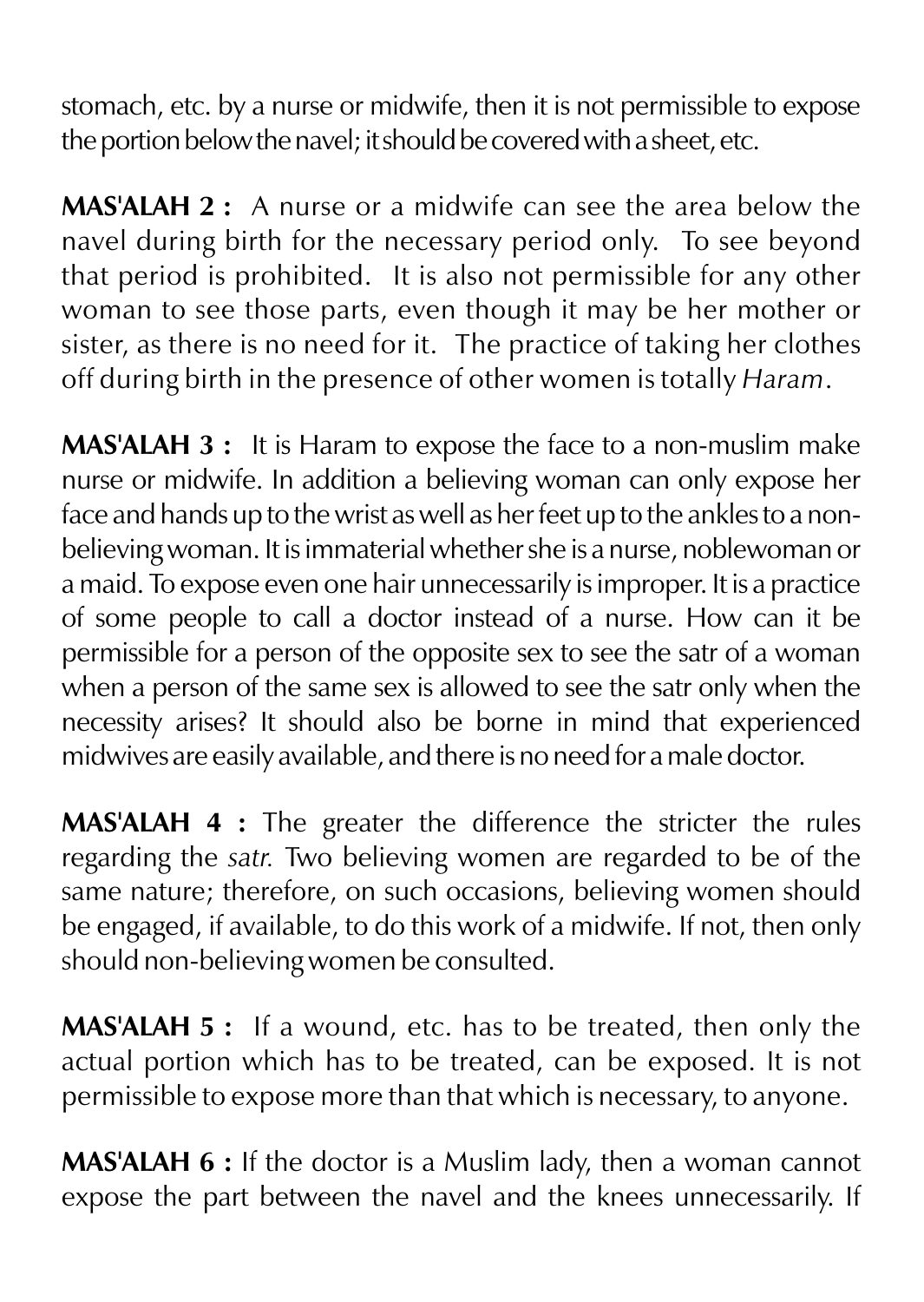stomach, etc. by a nurse or midwife, then it is not permissible to expose the portion below the navel; it should be covered with a sheet, etc.

**MAS'ALAH 2 :** A nurse or a midwife can see the area below the navel during birth for the necessary period only. To see beyond that period is prohibited. It is also not permissible for any other woman to see those parts, even though it may be her mother or sister, as there is no need for it. The practice of taking her clothes off during birth in the presence of other women is totally *Haram*.

**MAS'ALAH 3 :** It is Haram to expose the face to a non-muslim make nurse or midwife. In addition a believing woman can only expose her face and hands up to the wrist as well as her feet up to the ankles to a non-believing woman. It is immaterial whether she is a nurse, noblewoman or a maid. To expose even one hair unnecessarily is improper. It is a practice of some people to call a doctor instead of a nurse. How can it be permissible for a person of the opposite sex to see the satr of a woman when a person of the same sex is allowed to see the satr only when the necessity arises? It should also be borne in mind that experienced midwives are easily available, and there is no need for a male doctor.

**MAS'ALAH 4 :** The greater the difference the stricter the rules regarding the *satr.* Two believing women are regarded to be of the same nature; therefore, on such occasions, believing women should be engaged, if available, to do this work of a midwife. If not, then only should non-believing women be consulted.

**MAS'ALAH 5 :** If a wound, etc. has to be treated, then only the actual portion which has to be treated, can be exposed. It is not permissible to expose more than that which is necessary, to anyone.

**MAS'ALAH 6 :** If the doctor is a Muslim lady, then a woman cannot expose the part between the navel and the knees unnecessarily. If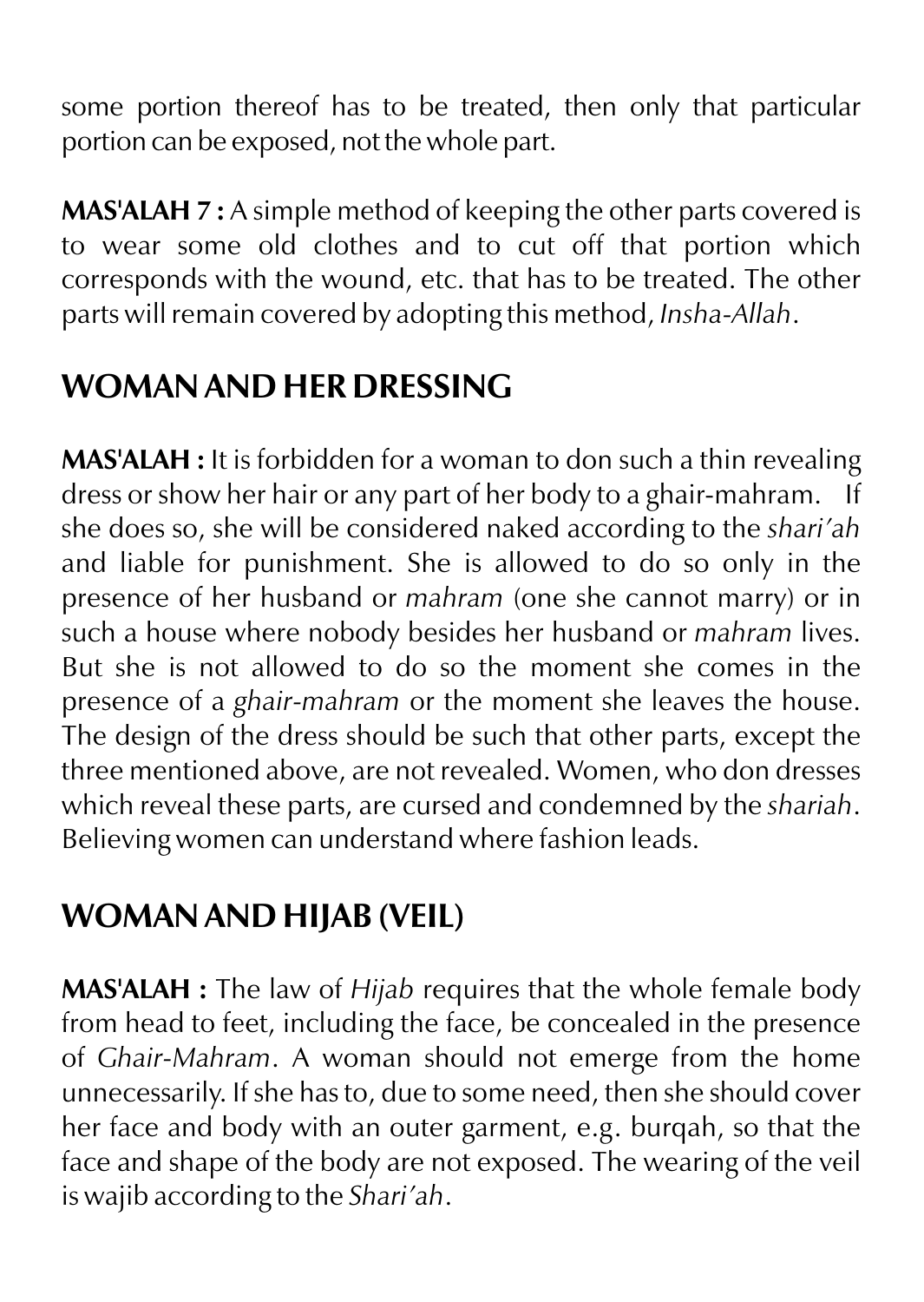some portion thereof has to be treated, then only that particular portion can be exposed, not the whole part.

**MAS'ALAH 7 :** A simple method of keeping the other parts covered is to wear some old clothes and to cut off that portion which corresponds with the wound, etc. that has to be treated. The other parts will remain covered by adopting this method, *Insha-Allah*.

## WOMAN AND HER DRESSING

**MAS'ALAH :** It is forbidden for a woman to don such a thin revealing dress or show her hair or any part of her body to a ghair-mahram. If she does so, she will be considered naked according to the *shari'ah* and liable for punishment. She is allowed to do so only in the presence of her husband or *mahram* (one she cannot marry) or in such a house where nobody besides her husband or *mahram* lives. But she is not allowed to do so the moment she comes in the presence of a *ghair-mahram* or the moment she leaves the house. The design of the dress should be such that other parts, except the three mentioned above, are not revealed. Women, who don dresses which reveal these parts, are cursed and condemned by the *shariah*. Believing women can understand where fashion leads.

## WOMAN AND HIJAB (VEIL)

**MAS'ALAH :** The law of *Hijab* requires that the whole female body from head to feet, including the face, be concealed in the presence of *Ghair-Mahram*. A woman should not emerge from the home unnecessarily. If she has to, due to some need, then she should cover her face and body with an outer garment, e.g. burqah, so that the face and shape of the body are not exposed. The wearing of the veil is wajib according to the *Shari'ah*.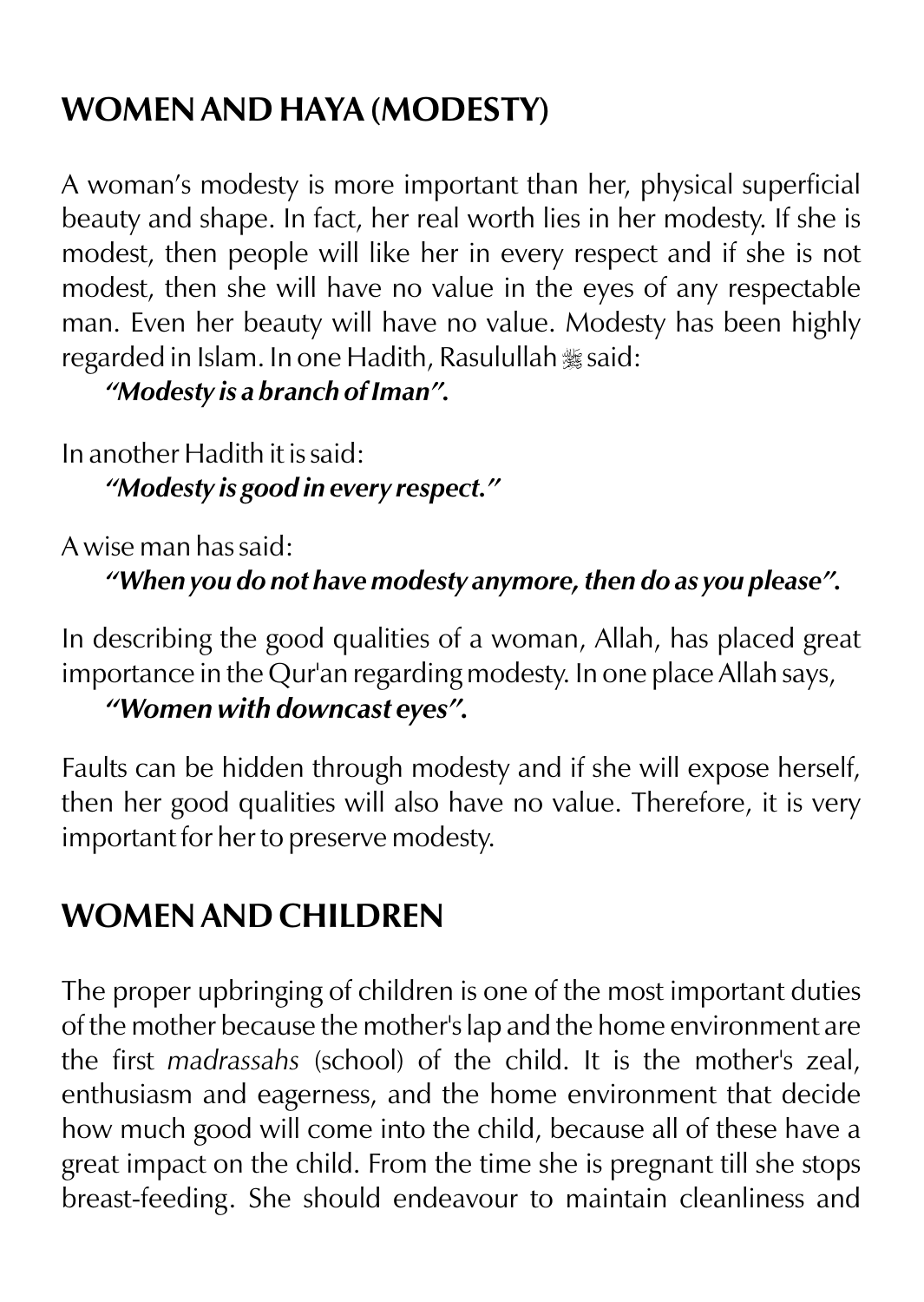## WOMEN AND HAYA (MODESTY)

A woman's modesty is more important than her, physical superficial beauty and shape. In fact, her real worth lies in her modesty. If she is modest, then people will like her in every respect and if she is not modest, then she will have no value in the eyes of any respectable man. Even her beauty will have no value. Modesty has been highly regarded in Islam. In one Hadith, Rasulullah ﷺ said:

> ***"Modesty is a branch of Iman".***

In another Hadith it is said:

> ***"Modesty is good in every respect."***

A wise man has said:

> ***"When you do not have modesty anymore, then do as you please".***

In describing the good qualities of a woman, Allah, has placed great importance in the Qur'an regarding modesty. In one place Allah says,

> ***"Women with downcast eyes".***

Faults can be hidden through modesty and if she will expose herself, then her good qualities will also have no value. Therefore, it is very important for her to preserve modesty.

## WOMEN AND CHILDREN

The proper upbringing of children is one of the most important duties of the mother because the mother's lap and the home environment are the first *madrassahs* (school) of the child. It is the mother's zeal, enthusiasm and eagerness, and the home environment that decide how much good will come into the child, because all of these have a great impact on the child. From the time she is pregnant till she stops breast-feeding. She should endeavour to maintain cleanliness and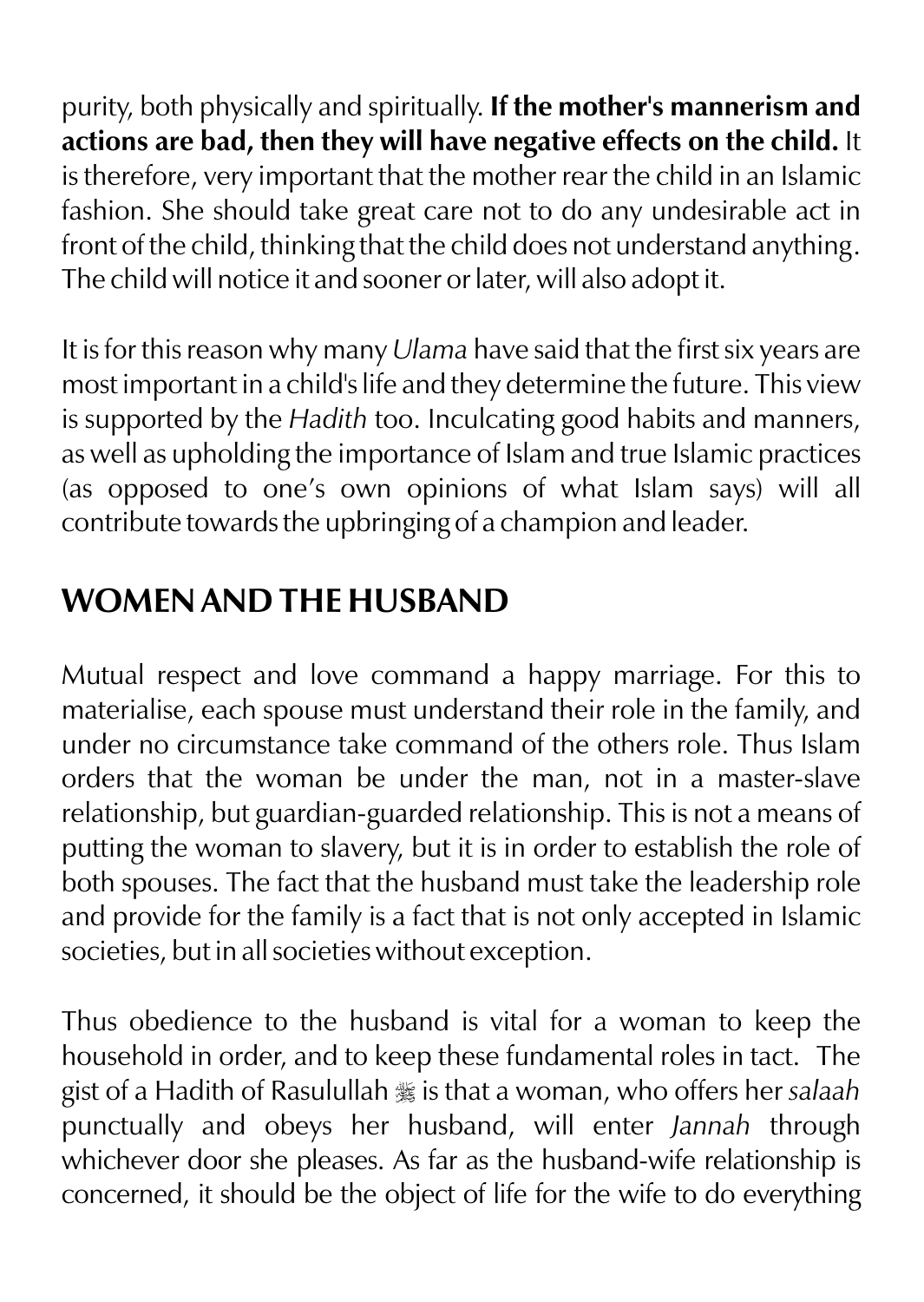purity, both physically and spiritually. **If the mother's mannerism and actions are bad, then they will have negative effects on the child.** It is therefore, very important that the mother rear the child in an Islamic fashion. She should take great care not to do any undesirable act in front of the child, thinking that the child does not understand anything. The child will notice it and sooner or later, will also adopt it.

It is for this reason why many *Ulama* have said that the first six years are most important in a child's life and they determine the future. This view is supported by the *Hadith* too. Inculcating good habits and manners, as well as upholding the importance of Islam and true Islamic practices (as opposed to one's own opinions of what Islam says) will all contribute towards the upbringing of a champion and leader.

## WOMEN AND THE HUSBAND

Mutual respect and love command a happy marriage. For this to materialise, each spouse must understand their role in the family, and under no circumstance take command of the others role. Thus Islam orders that the woman be under the man, not in a master-slave relationship, but guardian-guarded relationship. This is not a means of putting the woman to slavery, but it is in order to establish the role of both spouses. The fact that the husband must take the leadership role and provide for the family is a fact that is not only accepted in Islamic societies, but in all societies without exception.

Thus obedience to the husband is vital for a woman to keep the household in order, and to keep these fundamental roles in tact. The gist of a Hadith of Rasulullah ﷺ is that a woman, who offers her *salaah* punctually and obeys her husband, will enter *Jannah* through whichever door she pleases. As far as the husband-wife relationship is concerned, it should be the object of life for the wife to do everything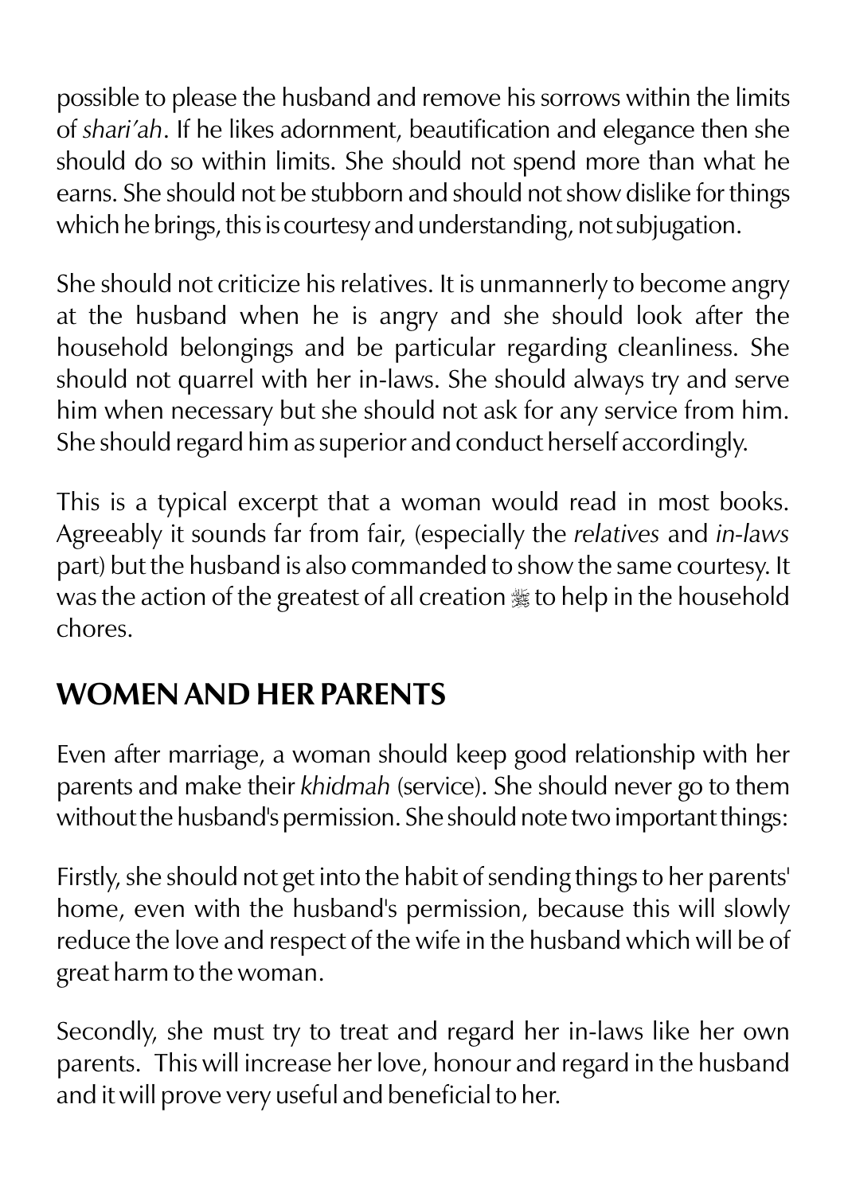possible to please the husband and remove his sorrows within the limits of *shari'ah*. If he likes adornment, beautification and elegance then she should do so within limits. She should not spend more than what he earns. She should not be stubborn and should not show dislike for things which he brings, this is courtesy and understanding, not subjugation.

She should not criticize his relatives. It is unmannerly to become angry at the husband when he is angry and she should look after the household belongings and be particular regarding cleanliness. She should not quarrel with her in-laws. She should always try and serve him when necessary but she should not ask for any service from him. She should regard him as superior and conduct herself accordingly.

This is a typical excerpt that a woman would read in most books. Agreeably it sounds far from fair, (especially the *relatives* and *in-laws* part) but the husband is also commanded to show the same courtesy. It was the action of the greatest of all creation ﷺ to help in the household chores.

## WOMEN AND HER PARENTS

Even after marriage, a woman should keep good relationship with her parents and make their *khidmah* (service). She should never go to them without the husband's permission. She should note two important things:

Firstly, she should not get into the habit of sending things to her parents' home, even with the husband's permission, because this will slowly reduce the love and respect of the wife in the husband which will be of great harm to the woman.

Secondly, she must try to treat and regard her in-laws like her own parents. This will increase her love, honour and regard in the husband and it will prove very useful and beneficial to her.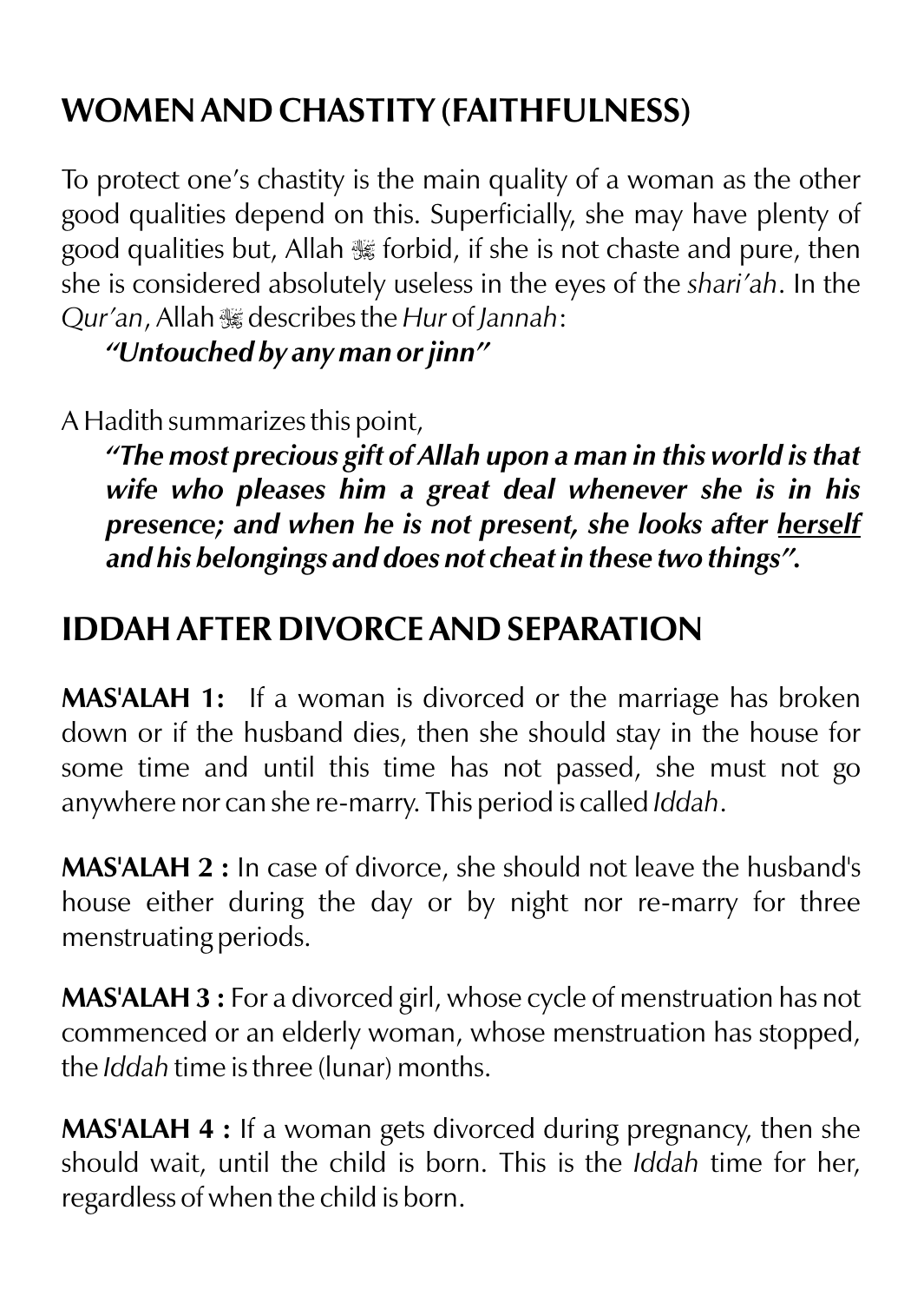## WOMEN AND CHASTITY (FAITHFULNESS)

To protect one's chastity is the main quality of a woman as the other good qualities depend on this. Superficially, she may have plenty of good qualities but, Allah ﷻ forbid, if she is not chaste and pure, then she is considered absolutely useless in the eyes of the *shari'ah*. In the *Qur'an*, Allah ﷻ describes the *Hur* of *Jannah*:

> ***"Untouched by any man or jinn"***

A Hadith summarizes this point,

> ***"The most precious gift of Allah upon a man in this world is that wife who pleases him a great deal whenever she is in his presence; and when he is not present, she looks after <u>herself</u> and his belongings and does not cheat in these two things".***

## IDDAH AFTER DIVORCE AND SEPARATION

**MAS'ALAH 1:** If a woman is divorced or the marriage has broken down or if the husband dies, then she should stay in the house for some time and until this time has not passed, she must not go anywhere nor can she re-marry. This period is called *Iddah*.

**MAS'ALAH 2 :** In case of divorce, she should not leave the husband's house either during the day or by night nor re-marry for three menstruating periods.

**MAS'ALAH 3 :** For a divorced girl, whose cycle of menstruation has not commenced or an elderly woman, whose menstruation has stopped, the *Iddah* time is three (lunar) months.

**MAS'ALAH 4 :** If a woman gets divorced during pregnancy, then she should wait, until the child is born. This is the *Iddah* time for her, regardless of when the child is born.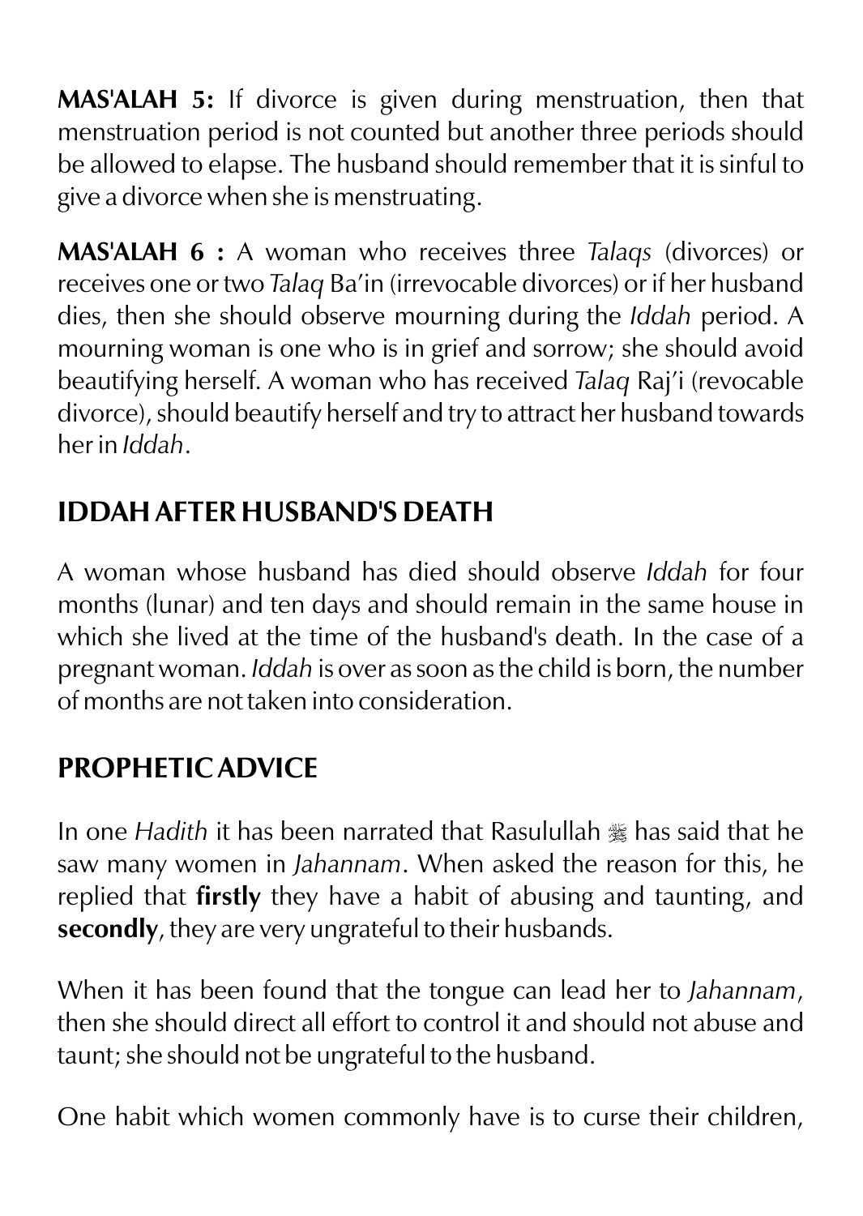**MAS'ALAH 5:** If divorce is given during menstruation, then that menstruation period is not counted but another three periods should be allowed to elapse. The husband should remember that it is sinful to give a divorce when she is menstruating.

**MAS'ALAH 6 :** A woman who receives three *Talaqs* (divorces) or receives one or two *Talaq* Ba'in (irrevocable divorces) or if her husband dies, then she should observe mourning during the *Iddah* period. A mourning woman is one who is in grief and sorrow; she should avoid beautifying herself. A woman who has received *Talaq* Raj'i (revocable divorce), should beautify herself and try to attract her husband towards her in *Iddah*.

## IDDAH AFTER HUSBAND'S DEATH

A woman whose husband has died should observe *Iddah* for four months (lunar) and ten days and should remain in the same house in which she lived at the time of the husband's death. In the case of a pregnant woman. *Iddah* is over as soon as the child is born, the number of months are not taken into consideration.

## PROPHETIC ADVICE

In one *Hadith* it has been narrated that Rasulullah ﷺ has said that he saw many women in *Jahannam*. When asked the reason for this, he replied that **firstly** they have a habit of abusing and taunting, and **secondly**, they are very ungrateful to their husbands.

When it has been found that the tongue can lead her to *Jahannam*, then she should direct all effort to control it and should not abuse and taunt; she should not be ungrateful to the husband.

One habit which women commonly have is to curse their children,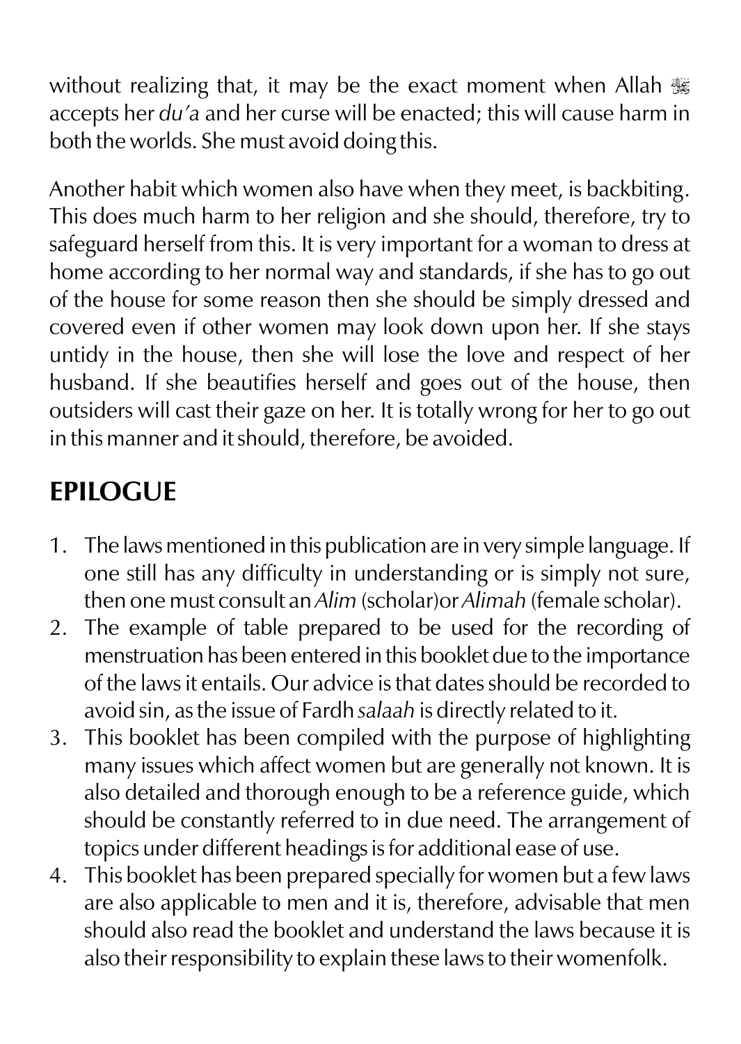without realizing that, it may be the exact moment when Allah ﷻ accepts her *du'a* and her curse will be enacted; this will cause harm in both the worlds. She must avoid doing this.

Another habit which women also have when they meet, is backbiting. This does much harm to her religion and she should, therefore, try to safeguard herself from this. It is very important for a woman to dress at home according to her normal way and standards, if she has to go out of the house for some reason then she should be simply dressed and covered even if other women may look down upon her. If she stays untidy in the house, then she will lose the love and respect of her husband. If she beautifies herself and goes out of the house, then outsiders will cast their gaze on her. It is totally wrong for her to go out in this manner and it should, therefore, be avoided.

## EPILOGUE

1. The laws mentioned in this publication are in very simple language. If one still has any difficulty in understanding or is simply not sure, then one must consult an *Alim* (scholar)or *Alimah* (female scholar).
2. The example of table prepared to be used for the recording of menstruation has been entered in this booklet due to the importance of the laws it entails. Our advice is that dates should be recorded to avoid sin, as the issue of Fardh *salaah* is directly related to it.
3. This booklet has been compiled with the purpose of highlighting many issues which affect women but are generally not known. It is also detailed and thorough enough to be a reference guide, which should be constantly referred to in due need. The arrangement of topics under different headings is for additional ease of use.
4. This booklet has been prepared specially for women but a few laws are also applicable to men and it is, therefore, advisable that men should also read the booklet and understand the laws because it is also their responsibility to explain these laws to their womenfolk.